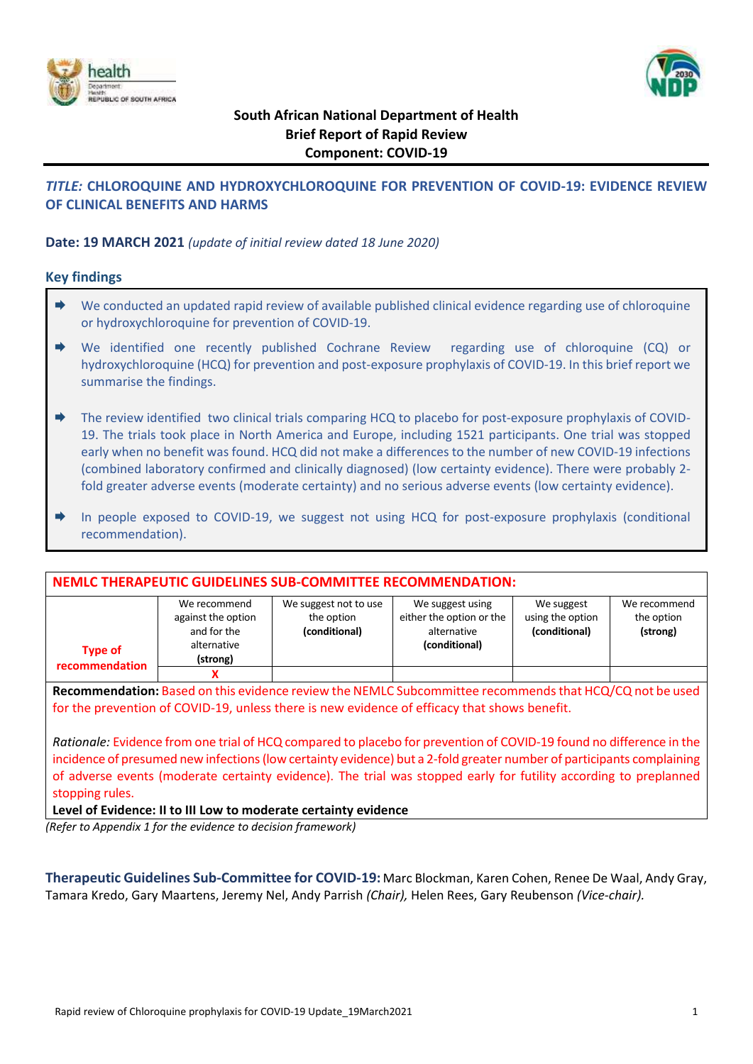**South African National Department of Health**
**Brief Report of Rapid Review**
**Component: COVID-19**

## *TITLE:* CHLOROQUINE AND HYDROXYCHLOROQUINE FOR PREVENTION OF COVID-19: EVIDENCE REVIEW OF CLINICAL BENEFITS AND HARMS

**Date: 19 MARCH 2021** *(update of initial review dated 18 June 2020)*

### Key findings

- We conducted an updated rapid review of available published clinical evidence regarding use of chloroquine or hydroxychloroquine for prevention of COVID-19.
- We identified one recently published Cochrane Review regarding use of chloroquine (CQ) or hydroxychloroquine (HCQ) for prevention and post-exposure prophylaxis of COVID-19. In this brief report we summarise the findings.
- The review identified two clinical trials comparing HCQ to placebo for post-exposure prophylaxis of COVID-19. The trials took place in North America and Europe, including 1521 participants. One trial was stopped early when no benefit was found. HCQ did not make a differences to the number of new COVID-19 infections (combined laboratory confirmed and clinically diagnosed) (low certainty evidence). There were probably 2-fold greater adverse events (moderate certainty) and no serious adverse events (low certainty evidence).
- In people exposed to COVID-19, we suggest not using HCQ for post-exposure prophylaxis (conditional recommendation).

| NEMLC THERAPEUTIC GUIDELINES SUB-COMMITTEE RECOMMENDATION: | | | | | |
|---|---|---|---|---|---|
| Type of recommendation | We recommend against the option and for the alternative **(strong)** | We suggest not to use the option **(conditional)** | We suggest using either the option or the alternative **(conditional)** | We suggest using the option **(conditional)** | We recommend the option **(strong)** |
| | X | | | | |

**Recommendation:** Based on this evidence review the NEMLC Subcommittee recommends that HCQ/CQ not be used for the prevention of COVID-19, unless there is new evidence of efficacy that shows benefit.

*Rationale:* Evidence from one trial of HCQ compared to placebo for prevention of COVID-19 found no difference in the incidence of presumed new infections (low certainty evidence) but a 2-fold greater number of participants complaining of adverse events (moderate certainty evidence). The trial was stopped early for futility according to preplanned stopping rules.

**Level of Evidence: II to III Low to moderate certainty evidence**

*(Refer to Appendix 1 for the evidence to decision framework)*

**Therapeutic Guidelines Sub-Committee for COVID-19:** Marc Blockman, Karen Cohen, Renee De Waal, Andy Gray, Tamara Kredo, Gary Maartens, Jeremy Nel, Andy Parrish *(Chair),* Helen Rees, Gary Reubenson *(Vice-chair).*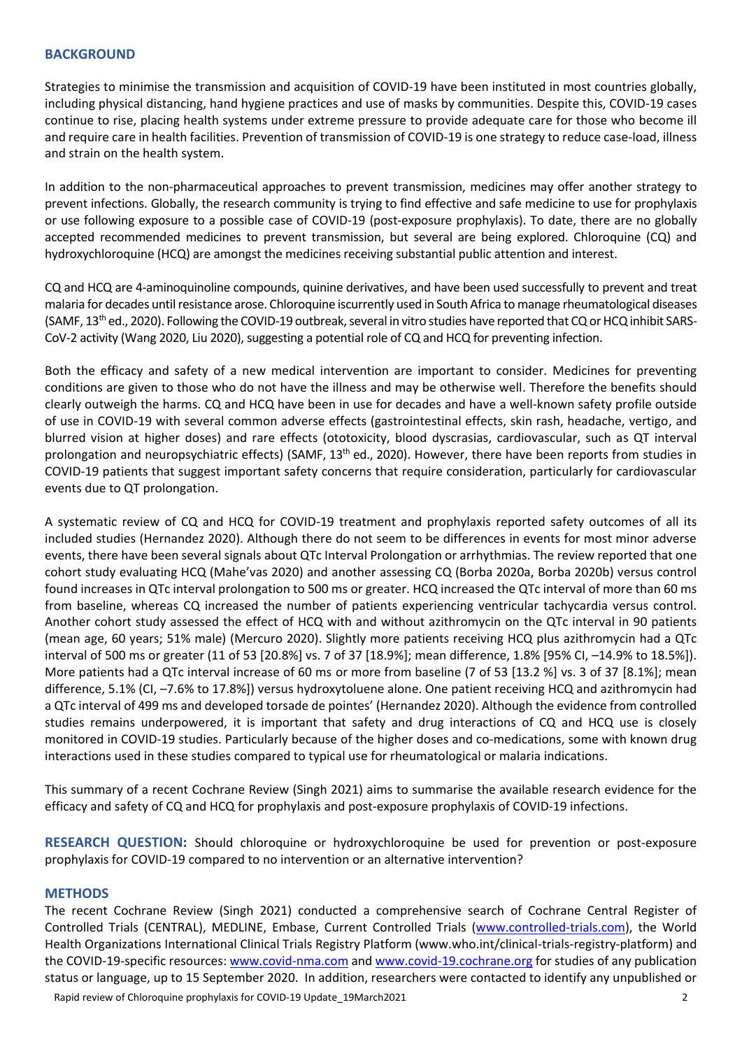## BACKGROUND

Strategies to minimise the transmission and acquisition of COVID-19 have been instituted in most countries globally, including physical distancing, hand hygiene practices and use of masks by communities. Despite this, COVID-19 cases continue to rise, placing health systems under extreme pressure to provide adequate care for those who become ill and require care in health facilities. Prevention of transmission of COVID-19 is one strategy to reduce case-load, illness and strain on the health system.

In addition to the non-pharmaceutical approaches to prevent transmission, medicines may offer another strategy to prevent infections. Globally, the research community is trying to find effective and safe medicine to use for prophylaxis or use following exposure to a possible case of COVID-19 (post-exposure prophylaxis). To date, there are no globally accepted recommended medicines to prevent transmission, but several are being explored. Chloroquine (CQ) and hydroxychloroquine (HCQ) are amongst the medicines receiving substantial public attention and interest.

CQ and HCQ are 4-aminoquinoline compounds, quinine derivatives, and have been used successfully to prevent and treat malaria for decades until resistance arose. Chloroquine iscurrently used in South Africa to manage rheumatological diseases (SAMF, 13th ed., 2020). Following the COVID-19 outbreak, several in vitro studies have reported that CQ or HCQ inhibit SARS-CoV-2 activity (Wang 2020, Liu 2020), suggesting a potential role of CQ and HCQ for preventing infection.

Both the efficacy and safety of a new medical intervention are important to consider. Medicines for preventing conditions are given to those who do not have the illness and may be otherwise well. Therefore the benefits should clearly outweigh the harms. CQ and HCQ have been in use for decades and have a well-known safety profile outside of use in COVID-19 with several common adverse effects (gastrointestinal effects, skin rash, headache, vertigo, and blurred vision at higher doses) and rare effects (ototoxicity, blood dyscrasias, cardiovascular, such as QT interval prolongation and neuropsychiatric effects) (SAMF, 13th ed., 2020). However, there have been reports from studies in COVID-19 patients that suggest important safety concerns that require consideration, particularly for cardiovascular events due to QT prolongation.

A systematic review of CQ and HCQ for COVID-19 treatment and prophylaxis reported safety outcomes of all its included studies (Hernandez 2020). Although there do not seem to be differences in events for most minor adverse events, there have been several signals about QTc Interval Prolongation or arrhythmias. The review reported that one cohort study evaluating HCQ (Mahe'vas 2020) and another assessing CQ (Borba 2020a, Borba 2020b) versus control found increases in QTc interval prolongation to 500 ms or greater. HCQ increased the QTc interval of more than 60 ms from baseline, whereas CQ increased the number of patients experiencing ventricular tachycardia versus control. Another cohort study assessed the effect of HCQ with and without azithromycin on the QTc interval in 90 patients (mean age, 60 years; 51% male) (Mercuro 2020). Slightly more patients receiving HCQ plus azithromycin had a QTc interval of 500 ms or greater (11 of 53 [20.8%] vs. 7 of 37 [18.9%]; mean difference, 1.8% [95% CI, –14.9% to 18.5%]). More patients had a QTc interval increase of 60 ms or more from baseline (7 of 53 [13.2 %] vs. 3 of 37 [8.1%]; mean difference, 5.1% (CI, –7.6% to 17.8%]) versus hydroxytoluene alone. One patient receiving HCQ and azithromycin had a QTc interval of 499 ms and developed torsade de pointes' (Hernandez 2020). Although the evidence from controlled studies remains underpowered, it is important that safety and drug interactions of CQ and HCQ use is closely monitored in COVID-19 studies. Particularly because of the higher doses and co-medications, some with known drug interactions used in these studies compared to typical use for rheumatological or malaria indications.

This summary of a recent Cochrane Review (Singh 2021) aims to summarise the available research evidence for the efficacy and safety of CQ and HCQ for prophylaxis and post-exposure prophylaxis of COVID-19 infections.

**RESEARCH QUESTION:** Should chloroquine or hydroxychloroquine be used for prevention or post-exposure prophylaxis for COVID-19 compared to no intervention or an alternative intervention?

## METHODS

The recent Cochrane Review (Singh 2021) conducted a comprehensive search of Cochrane Central Register of Controlled Trials (CENTRAL), MEDLINE, Embase, Current Controlled Trials (www.controlled-trials.com), the World Health Organizations International Clinical Trials Registry Platform (www.who.int/clinical-trials-registry-platform) and the COVID-19-specific resources: www.covid-nma.com and www.covid-19.cochrane.org for studies of any publication status or language, up to 15 September 2020. In addition, researchers were contacted to identify any unpublished or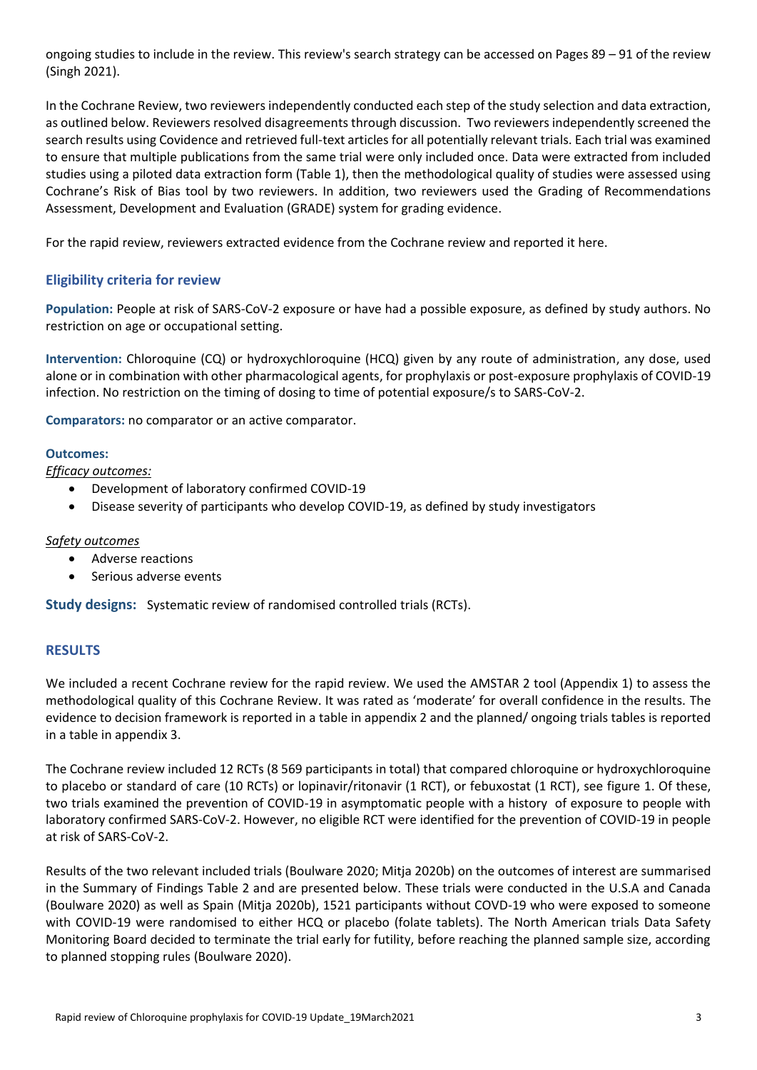ongoing studies to include in the review. This review's search strategy can be accessed on Pages 89 – 91 of the review (Singh 2021).

In the Cochrane Review, two reviewers independently conducted each step of the study selection and data extraction, as outlined below. Reviewers resolved disagreements through discussion. Two reviewers independently screened the search results using Covidence and retrieved full-text articles for all potentially relevant trials. Each trial was examined to ensure that multiple publications from the same trial were only included once. Data were extracted from included studies using a piloted data extraction form (Table 1), then the methodological quality of studies were assessed using Cochrane's Risk of Bias tool by two reviewers. In addition, two reviewers used the Grading of Recommendations Assessment, Development and Evaluation (GRADE) system for grading evidence.

For the rapid review, reviewers extracted evidence from the Cochrane review and reported it here.

## Eligibility criteria for review

**Population:** People at risk of SARS-CoV-2 exposure or have had a possible exposure, as defined by study authors. No restriction on age or occupational setting.

**Intervention:** Chloroquine (CQ) or hydroxychloroquine (HCQ) given by any route of administration, any dose, used alone or in combination with other pharmacological agents, for prophylaxis or post-exposure prophylaxis of COVID-19 infection. No restriction on the timing of dosing to time of potential exposure/s to SARS-CoV-2.

**Comparators:** no comparator or an active comparator.

**Outcomes:**

*Efficacy outcomes:*

- Development of laboratory confirmed COVID-19
- Disease severity of participants who develop COVID-19, as defined by study investigators

*Safety outcomes*

- Adverse reactions
- Serious adverse events

**Study designs:** Systematic review of randomised controlled trials (RCTs).

## RESULTS

We included a recent Cochrane review for the rapid review. We used the AMSTAR 2 tool (Appendix 1) to assess the methodological quality of this Cochrane Review. It was rated as 'moderate' for overall confidence in the results. The evidence to decision framework is reported in a table in appendix 2 and the planned/ ongoing trials tables is reported in a table in appendix 3.

The Cochrane review included 12 RCTs (8 569 participants in total) that compared chloroquine or hydroxychloroquine to placebo or standard of care (10 RCTs) or lopinavir/ritonavir (1 RCT), or febuxostat (1 RCT), see figure 1. Of these, two trials examined the prevention of COVID-19 in asymptomatic people with a history of exposure to people with laboratory confirmed SARS-CoV-2. However, no eligible RCT were identified for the prevention of COVID-19 in people at risk of SARS-CoV-2.

Results of the two relevant included trials (Boulware 2020; Mitja 2020b) on the outcomes of interest are summarised in the Summary of Findings Table 2 and are presented below. These trials were conducted in the U.S.A and Canada (Boulware 2020) as well as Spain (Mitja 2020b), 1521 participants without COVD-19 who were exposed to someone with COVID-19 were randomised to either HCQ or placebo (folate tablets). The North American trials Data Safety Monitoring Board decided to terminate the trial early for futility, before reaching the planned sample size, according to planned stopping rules (Boulware 2020).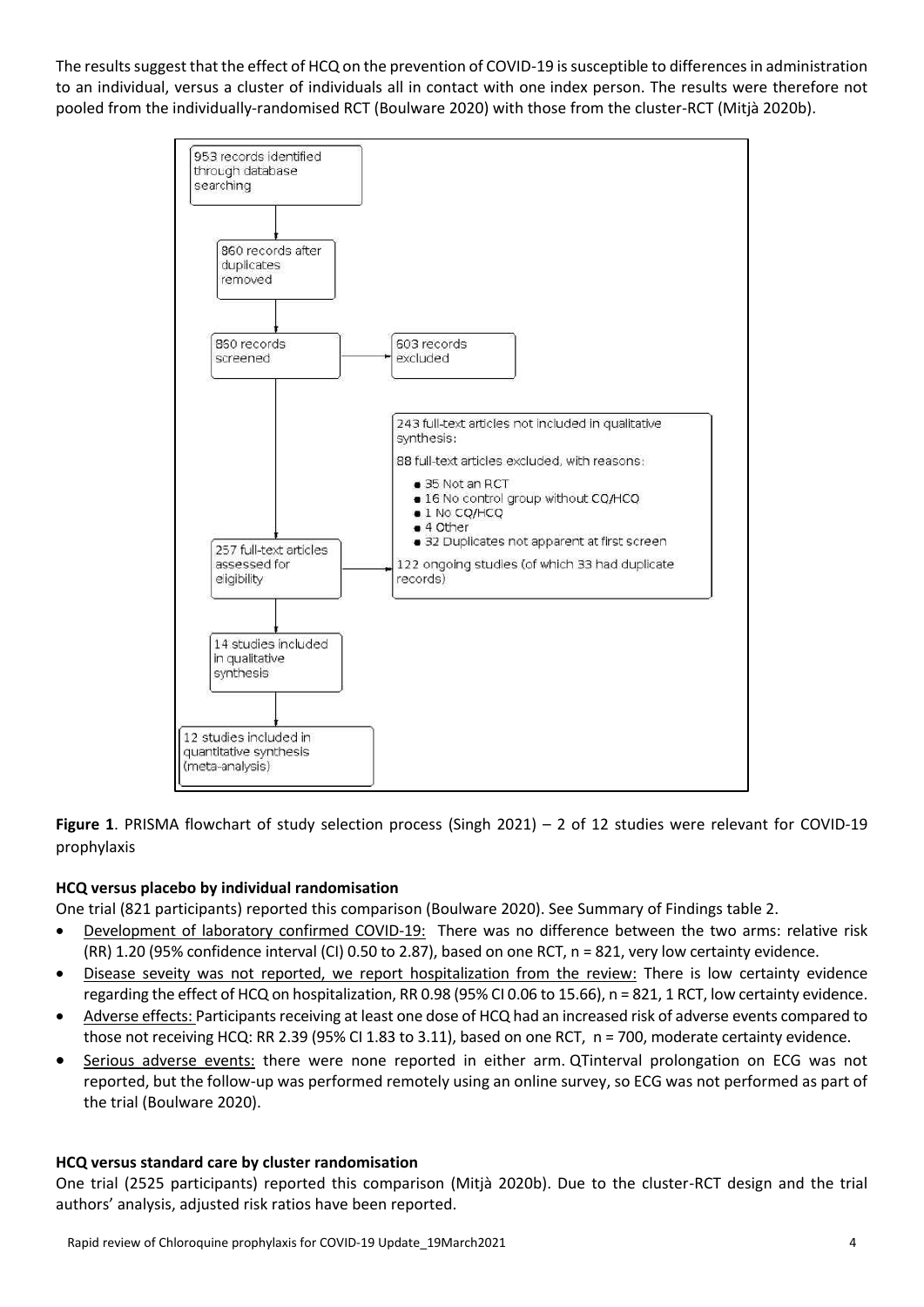The results suggest that the effect of HCQ on the prevention of COVID-19 is susceptible to differences in administration to an individual, versus a cluster of individuals all in contact with one index person. The results were therefore not pooled from the individually-randomised RCT (Boulware 2020) with those from the cluster-RCT (Mitjà 2020b).

953 records identified through database searching

860 records after duplicates removed

860 records screened → 603 records excluded

257 full-text articles assessed for eligibility → 243 full-text articles not included in qualitative synthesis:

88 full-text articles excluded, with reasons:

- 35 Not an RCT
- 16 No control group without CQ/HCQ
- 1 No CQ/HCQ
- 4 Other
- 32 Duplicates not apparent at first screen

122 ongoing studies (of which 33 had duplicate records)

14 studies included in qualitative synthesis

12 studies included in quantitative synthesis (meta-analysis)

**Figure 1**. PRISMA flowchart of study selection process (Singh 2021) – 2 of 12 studies were relevant for COVID-19 prophylaxis

**HCQ versus placebo by individual randomisation**

One trial (821 participants) reported this comparison (Boulware 2020). See Summary of Findings table 2.

- Development of laboratory confirmed COVID-19: There was no difference between the two arms: relative risk (RR) 1.20 (95% confidence interval (CI) 0.50 to 2.87), based on one RCT, n = 821, very low certainty evidence.
- Disease seveity was not reported, we report hospitalization from the review: There is low certainty evidence regarding the effect of HCQ on hospitalization, RR 0.98 (95% CI 0.06 to 15.66), n = 821, 1 RCT, low certainty evidence.
- Adverse effects: Participants receiving at least one dose of HCQ had an increased risk of adverse events compared to those not receiving HCQ: RR 2.39 (95% CI 1.83 to 3.11), based on one RCT, n = 700, moderate certainty evidence.
- Serious adverse events: there were none reported in either arm. QTinterval prolongation on ECG was not reported, but the follow-up was performed remotely using an online survey, so ECG was not performed as part of the trial (Boulware 2020).

**HCQ versus standard care by cluster randomisation**

One trial (2525 participants) reported this comparison (Mitjà 2020b). Due to the cluster-RCT design and the trial authors' analysis, adjusted risk ratios have been reported.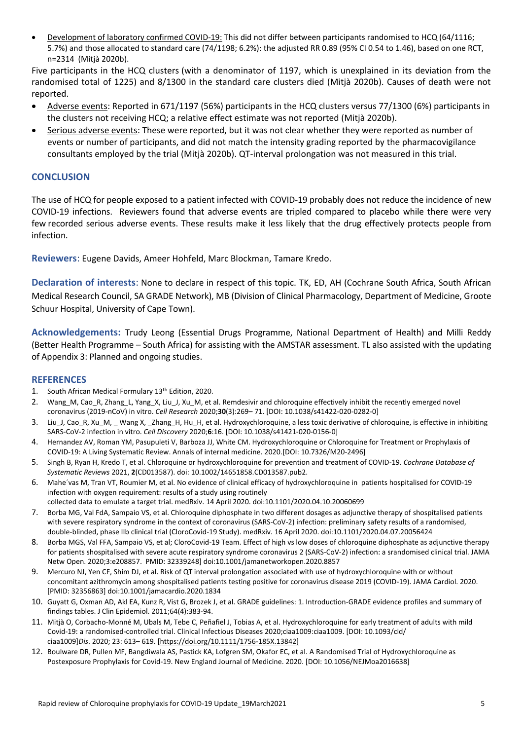- Development of laboratory confirmed COVID-19: This did not differ between participants randomised to HCQ (64/1116; 5.7%) and those allocated to standard care (74/1198; 6.2%): the adjusted RR 0.89 (95% CI 0.54 to 1.46), based on one RCT, n=2314 (Mitjà 2020b).

Five participants in the HCQ clusters (with a denominator of 1197, which is unexplained in its deviation from the randomised total of 1225) and 8/1300 in the standard care clusters died (Mitjà 2020b). Causes of death were not reported.

- Adverse events: Reported in 671/1197 (56%) participants in the HCQ clusters versus 77/1300 (6%) participants in the clusters not receiving HCQ; a relative effect estimate was not reported (Mitjà 2020b).
- Serious adverse events: These were reported, but it was not clear whether they were reported as number of events or number of participants, and did not match the intensity grading reported by the pharmacovigilance consultants employed by the trial (Mitjà 2020b). QT-interval prolongation was not measured in this trial.

## CONCLUSION

The use of HCQ for people exposed to a patient infected with COVID-19 probably does not reduce the incidence of new COVID-19 infections. Reviewers found that adverse events are tripled compared to placebo while there were very few recorded serious adverse events. These results make it less likely that the drug effectively protects people from infection.

**Reviewers**: Eugene Davids, Ameer Hohfeld, Marc Blockman, Tamare Kredo.

**Declaration of interests**: None to declare in respect of this topic. TK, ED, AH (Cochrane South Africa, South African Medical Research Council, SA GRADE Network), MB (Division of Clinical Pharmacology, Department of Medicine, Groote Schuur Hospital, University of Cape Town).

**Acknowledgements:** Trudy Leong (Essential Drugs Programme, National Department of Health) and Milli Reddy (Better Health Programme – South Africa) for assisting with the AMSTAR assessment. TL also assisted with the updating of Appendix 3: Planned and ongoing studies.

## REFERENCES

1. South African Medical Formulary 13th Edition, 2020.
2. Wang_M, Cao_R, Zhang_L, Yang_X, Liu_J, Xu_M, et al. Remdesivir and chloroquine effectively inhibit the recently emerged novel coronavirus (2019-nCoV) in vitro. *Cell Research* 2020;**30**(3):269– 71. [DOI: 10.1038/s41422-020-0282-0]
3. Liu_J, Cao_R, Xu_M, _ Wang X, _Zhang_H, Hu_H, et al. Hydroxychloroquine, a less toxic derivative of chloroquine, is effective in inhibiting SARS-CoV-2 infection in vitro. *Cell Discovery* 2020;**6**:16. [DOI: 10.1038/s41421-020-0156-0]
4. Hernandez AV, Roman YM, Pasupuleti V, Barboza JJ, White CM. Hydroxychloroquine or Chloroquine for Treatment or Prophylaxis of COVID-19: A Living Systematic Review. Annals of internal medicine. 2020.[DOI: 10.7326/M20-2496]
5. Singh B, Ryan H, Kredo T, et al. Chloroquine or hydroxychloroquine for prevention and treatment of COVID-19. *Cochrane Database of Systematic Reviews* 2021, **2**(CD013587). doi: 10.1002/14651858.CD013587.pub2.
6. Mahe´vas M, Tran VT, Roumier M, et al. No evidence of clinical efficacy of hydroxychloroquine in patients hospitalised for COVID-19 infection with oxygen requirement: results of a study using routinely collected data to emulate a target trial. medRxiv. 14 April 2020. doi:10.1101/2020.04.10.20060699
7. Borba MG, Val FdA, Sampaio VS, et al. Chloroquine diphosphate in two different dosages as adjunctive therapy of shospitalised patients with severe respiratory syndrome in the context of coronavirus (SARS-CoV-2) infection: preliminary safety results of a randomised, double-blinded, phase IIb clinical trial (CloroCovid-19 Study). medRxiv. 16 April 2020. doi:10.1101/2020.04.07.20056424
8. Borba MGS, Val FFA, Sampaio VS, et al; CloroCovid-19 Team. Effect of high vs low doses of chloroquine diphosphate as adjunctive therapy for patients shospitalised with severe acute respiratory syndrome coronavirus 2 (SARS-CoV-2) infection: a srandomised clinical trial. JAMA Netw Open. 2020;3:e208857. PMID: 32339248] doi:10.1001/jamanetworkopen.2020.8857
9. Mercuro NJ, Yen CF, Shim DJ, et al. Risk of QT interval prolongation associated with use of hydroxychloroquine with or without concomitant azithromycin among shospitalised patients testing positive for coronavirus disease 2019 (COVID-19). JAMA Cardiol. 2020. [PMID: 32356863] doi:10.1001/jamacardio.2020.1834
10. Guyatt G, Oxman AD, Akl EA, Kunz R, Vist G, Brozek J, et al. GRADE guidelines: 1. Introduction-GRADE evidence profiles and summary of findings tables. J Clin Epidemiol. 2011;64(4):383-94.
11. Mitjà O, Corbacho-Monné M, Ubals M, Tebe C, Peñafiel J, Tobias A, et al. Hydroxychloroquine for early treatment of adults with mild Covid-19: a randomised-controlled trial. Clinical Infectious Diseases 2020;ciaa1009:ciaa1009. [DOI: 10.1093/cid/ciaa1009]*Dis*. 2020; 23: 613– 619. [https://doi.org/10.1111/1756-185X.13842]
12. Boulware DR, Pullen MF, Bangdiwala AS, Pastick KA, Lofgren SM, Okafor EC, et al. A Randomised Trial of Hydroxychloroquine as Postexposure Prophylaxis for Covid-19. New England Journal of Medicine. 2020. [DOI: 10.1056/NEJMoa2016638]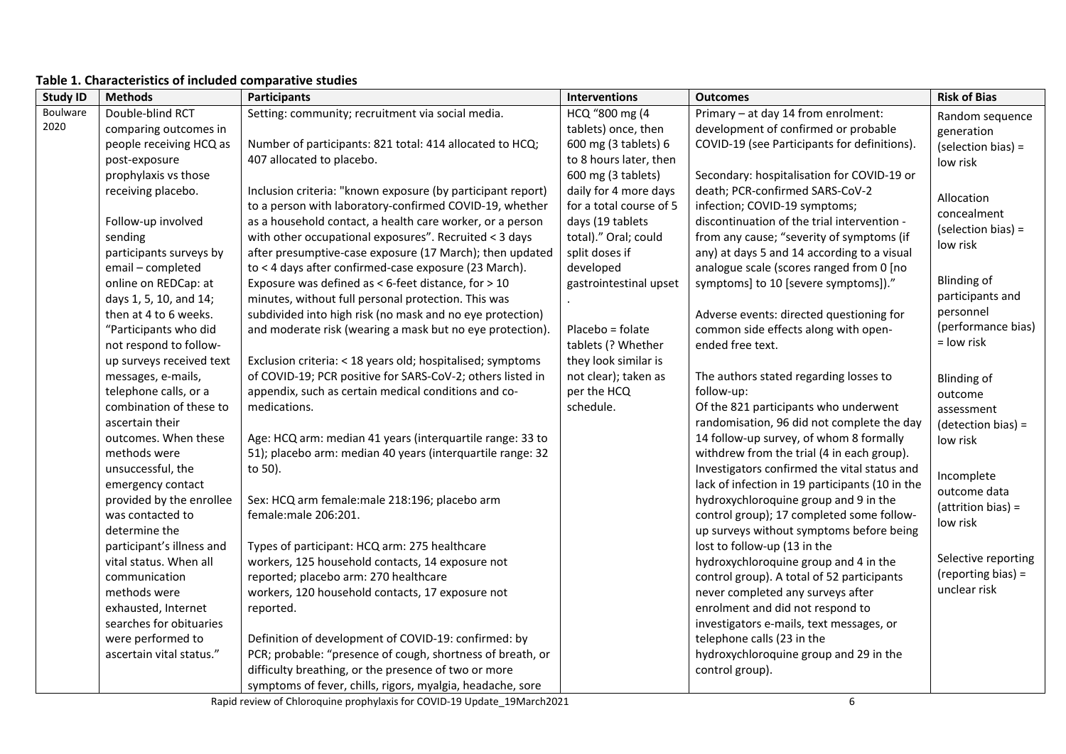**Table 1. Characteristics of included comparative studies**

| Study ID | Methods | Participants | Interventions | Outcomes | Risk of Bias |
|---|---|---|---|---|---|
| Boulware 2020 | Double-blind RCT comparing outcomes in people receiving HCQ as post-exposure prophylaxis vs those receiving placebo.<br><br>Follow-up involved sending participants surveys by email – completed online on REDCap: at days 1, 5, 10, and 14; then at 4 to 6 weeks. "Participants who did not respond to follow-up surveys received text messages, e-mails, telephone calls, or a combination of these to ascertain their outcomes. When these methods were unsuccessful, the emergency contact provided by the enrollee was contacted to determine the participant's illness and vital status. When all communication methods were exhausted, Internet searches for obituaries were performed to ascertain vital status." | Setting: community; recruitment via social media.<br><br>Number of participants: 821 total: 414 allocated to HCQ; 407 allocated to placebo.<br><br>Inclusion criteria: "known exposure (by participant report) to a person with laboratory-confirmed COVID-19, whether as a household contact, a health care worker, or a person with other occupational exposures". Recruited < 3 days after presumptive-case exposure (17 March); then updated to < 4 days after confirmed-case exposure (23 March). Exposure was defined as < 6-feet distance, for > 10 minutes, without full personal protection. This was subdivided into high risk (no mask and no eye protection) and moderate risk (wearing a mask but no eye protection).<br><br>Exclusion criteria: < 18 years old; hospitalised; symptoms of COVID-19; PCR positive for SARS-CoV-2; others listed in appendix, such as certain medical conditions and co-medications.<br><br>Age: HCQ arm: median 41 years (interquartile range: 33 to 51); placebo arm: median 40 years (interquartile range: 32 to 50).<br><br>Sex: HCQ arm female:male 218:196; placebo arm female:male 206:201.<br><br>Types of participant: HCQ arm: 275 healthcare workers, 125 household contacts, 14 exposure not reported; placebo arm: 270 healthcare workers, 120 household contacts, 17 exposure not reported.<br><br>Definition of development of COVID-19: confirmed: by PCR; probable: "presence of cough, shortness of breath, or difficulty breathing, or the presence of two or more symptoms of fever, chills, rigors, myalgia, headache, sore | HCQ "800 mg (4 tablets) once, then 600 mg (3 tablets) 6 to 8 hours later, then 600 mg (3 tablets) daily for 4 more days for a total course of 5 days (19 tablets total)." Oral; could split doses if developed gastrointestinal upset .<br><br>Placebo = folate tablets (? Whether they look similar is not clear); taken as per the HCQ schedule. | Primary – at day 14 from enrolment: development of confirmed or probable COVID-19 (see Participants for definitions).<br><br>Secondary: hospitalisation for COVID-19 or death; PCR-confirmed SARS-CoV-2 infection; COVID-19 symptoms; discontinuation of the trial intervention - from any cause; "severity of symptoms (if any) at days 5 and 14 according to a visual analogue scale (scores ranged from 0 [no symptoms] to 10 [severe symptoms])."<br><br>Adverse events: directed questioning for common side effects along with open-ended free text.<br><br>The authors stated regarding losses to follow-up:<br>Of the 821 participants who underwent randomisation, 96 did not complete the day 14 follow-up survey, of whom 8 formally withdrew from the trial (4 in each group). Investigators confirmed the vital status and lack of infection in 19 participants (10 in the hydroxychloroquine group and 9 in the control group); 17 completed some follow-up surveys without symptoms before being lost to follow-up (13 in the hydroxychloroquine group and 4 in the control group). A total of 52 participants never completed any surveys after enrolment and did not respond to investigators e-mails, text messages, or telephone calls (23 in the hydroxychloroquine group and 29 in the control group). | Random sequence generation (selection bias) = low risk<br><br>Allocation concealment (selection bias) = low risk<br><br>Blinding of participants and personnel (performance bias) = low risk<br><br>Blinding of outcome assessment (detection bias) = low risk<br><br>Incomplete outcome data (attrition bias) = low risk<br><br>Selective reporting (reporting bias) = unclear risk |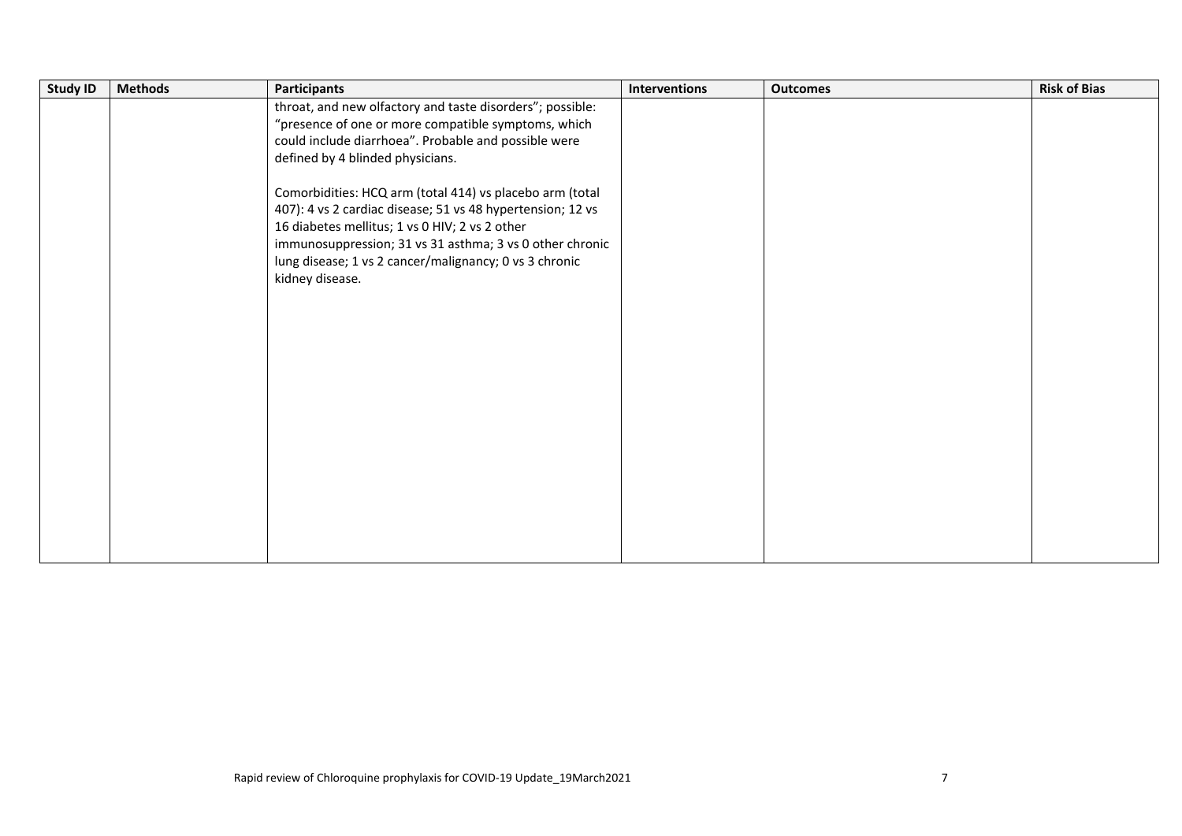| Study ID | Methods | Participants | Interventions | Outcomes | Risk of Bias |
|---|---|---|---|---|---|
| | | throat, and new olfactory and taste disorders"; possible: "presence of one or more compatible symptoms, which could include diarrhoea". Probable and possible were defined by 4 blinded physicians.<br><br>Comorbidities: HCQ arm (total 414) vs placebo arm (total 407): 4 vs 2 cardiac disease; 51 vs 48 hypertension; 12 vs 16 diabetes mellitus; 1 vs 0 HIV; 2 vs 2 other immunosuppression; 31 vs 31 asthma; 3 vs 0 other chronic lung disease; 1 vs 2 cancer/malignancy; 0 vs 3 chronic kidney disease. | | | |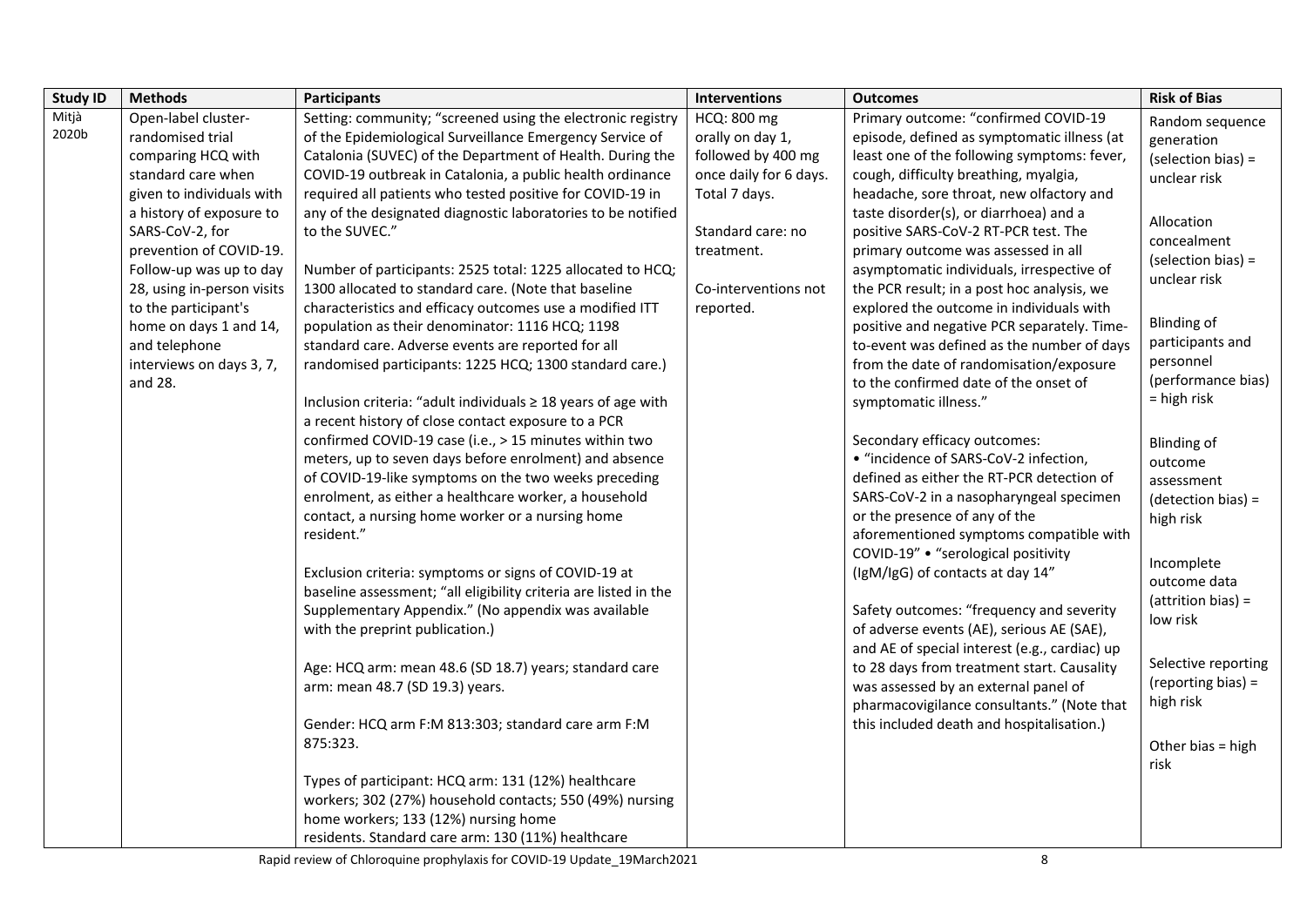| Study ID | Methods | Participants | Interventions | Outcomes | Risk of Bias |
|---|---|---|---|---|---|
| Mitjà 2020b | Open-label cluster-randomised trial comparing HCQ with standard care when given to individuals with a history of exposure to SARS-CoV-2, for prevention of COVID-19. Follow-up was up to day 28, using in-person visits to the participant's home on days 1 and 14, and telephone interviews on days 3, 7, and 28. | Setting: community; "screened using the electronic registry of the Epidemiological Surveillance Emergency Service of Catalonia (SUVEC) of the Department of Health. During the COVID-19 outbreak in Catalonia, a public health ordinance required all patients who tested positive for COVID-19 in any of the designated diagnostic laboratories to be notified to the SUVEC."<br><br>Number of participants: 2525 total: 1225 allocated to HCQ; 1300 allocated to standard care. (Note that baseline characteristics and efficacy outcomes use a modified ITT population as their denominator: 1116 HCQ; 1198 standard care. Adverse events are reported for all randomised participants: 1225 HCQ; 1300 standard care.)<br><br>Inclusion criteria: "adult individuals ≥ 18 years of age with a recent history of close contact exposure to a PCR confirmed COVID-19 case (i.e., > 15 minutes within two meters, up to seven days before enrolment) and absence of COVID-19-like symptoms on the two weeks preceding enrolment, as either a healthcare worker, a household contact, a nursing home worker or a nursing home resident."<br><br>Exclusion criteria: symptoms or signs of COVID-19 at baseline assessment; "all eligibility criteria are listed in the Supplementary Appendix." (No appendix was available with the preprint publication.)<br><br>Age: HCQ arm: mean 48.6 (SD 18.7) years; standard care arm: mean 48.7 (SD 19.3) years.<br><br>Gender: HCQ arm F:M 813:303; standard care arm F:M 875:323.<br><br>Types of participant: HCQ arm: 131 (12%) healthcare workers; 302 (27%) household contacts; 550 (49%) nursing home workers; 133 (12%) nursing home residents. Standard care arm: 130 (11%) healthcare | HCQ: 800 mg orally on day 1, followed by 400 mg once daily for 6 days. Total 7 days.<br><br>Standard care: no treatment.<br><br>Co-interventions not reported. | Primary outcome: "confirmed COVID-19 episode, defined as symptomatic illness (at least one of the following symptoms: fever, cough, difficulty breathing, myalgia, headache, sore throat, new olfactory and taste disorder(s), or diarrhoea) and a positive SARS-CoV-2 RT-PCR test. The primary outcome was assessed in all asymptomatic individuals, irrespective of the PCR result; in a post hoc analysis, we explored the outcome in individuals with positive and negative PCR separately. Time-to-event was defined as the number of days from the date of randomisation/exposure to the confirmed date of the onset of symptomatic illness."<br><br>Secondary efficacy outcomes:<br>• "incidence of SARS-CoV-2 infection, defined as either the RT-PCR detection of SARS-CoV-2 in a nasopharyngeal specimen or the presence of any of the aforementioned symptoms compatible with COVID-19" • "serological positivity (IgM/IgG) of contacts at day 14"<br><br>Safety outcomes: "frequency and severity of adverse events (AE), serious AE (SAE), and AE of special interest (e.g., cardiac) up to 28 days from treatment start. Causality was assessed by an external panel of pharmacovigilance consultants." (Note that this included death and hospitalisation.) | Random sequence generation (selection bias) = unclear risk<br><br>Allocation concealment (selection bias) = unclear risk<br><br>Blinding of participants and personnel (performance bias) = high risk<br><br>Blinding of outcome assessment (detection bias) = high risk<br><br>Incomplete outcome data (attrition bias) = low risk<br><br>Selective reporting (reporting bias) = high risk<br><br>Other bias = high risk |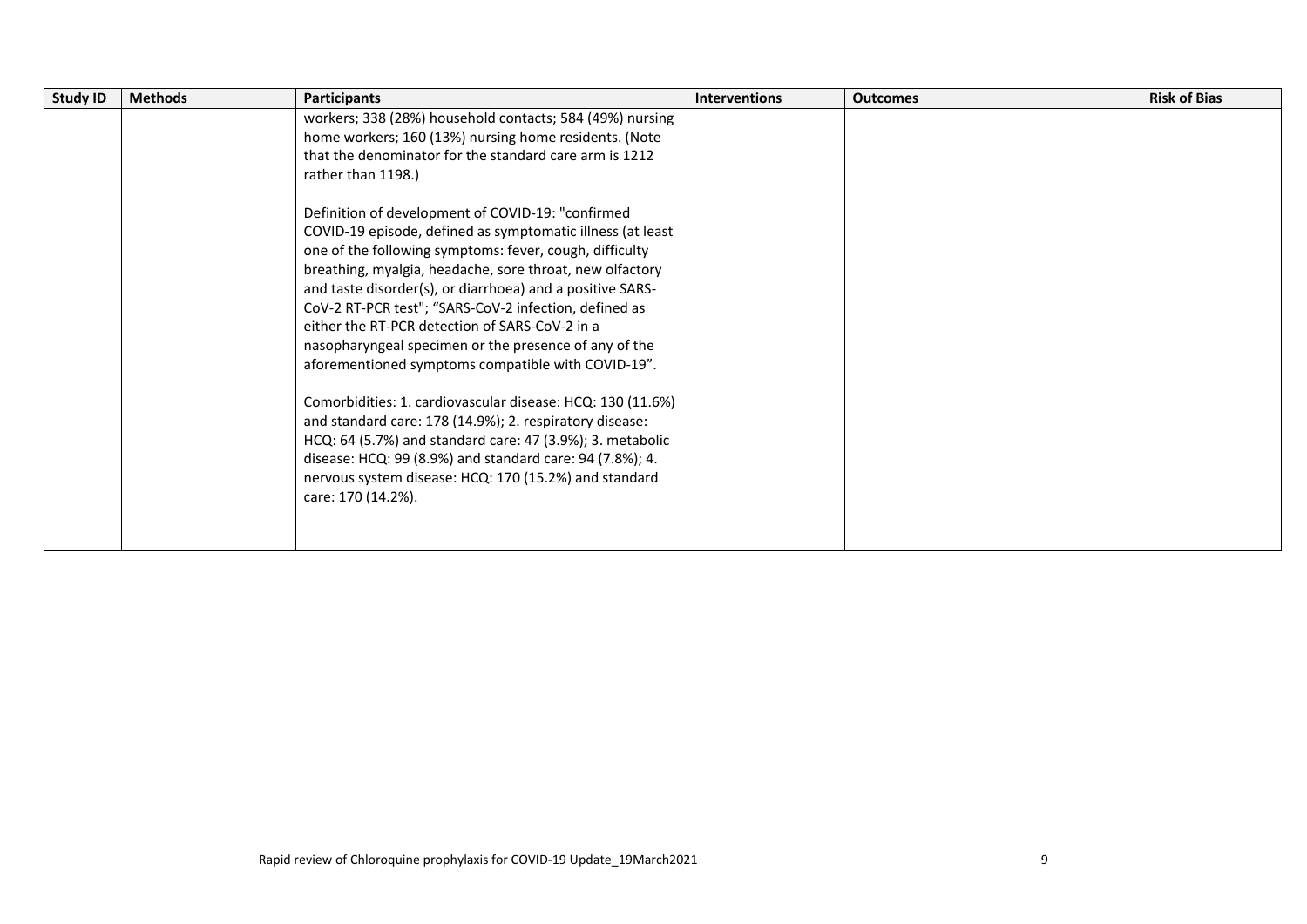| Study ID | Methods | Participants | Interventions | Outcomes | Risk of Bias |
|---|---|---|---|---|---|
| | | workers; 338 (28%) household contacts; 584 (49%) nursing home workers; 160 (13%) nursing home residents. (Note that the denominator for the standard care arm is 1212 rather than 1198.)<br><br>Definition of development of COVID-19: "confirmed COVID-19 episode, defined as symptomatic illness (at least one of the following symptoms: fever, cough, difficulty breathing, myalgia, headache, sore throat, new olfactory and taste disorder(s), or diarrhoea) and a positive SARS-CoV-2 RT-PCR test"; "SARS-CoV-2 infection, defined as either the RT-PCR detection of SARS-CoV-2 in a nasopharyngeal specimen or the presence of any of the aforementioned symptoms compatible with COVID-19".<br><br>Comorbidities: 1. cardiovascular disease: HCQ: 130 (11.6%) and standard care: 178 (14.9%); 2. respiratory disease: HCQ: 64 (5.7%) and standard care: 47 (3.9%); 3. metabolic disease: HCQ: 99 (8.9%) and standard care: 94 (7.8%); 4. nervous system disease: HCQ: 170 (15.2%) and standard care: 170 (14.2%). | | | |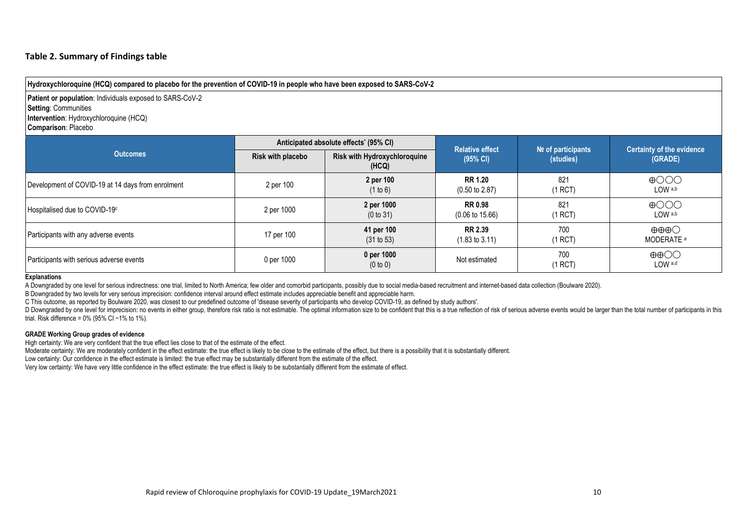### Table 2. Summary of Findings table

**Hydroxychloroquine (HCQ) compared to placebo for the prevention of COVID-19 in people who have been exposed to SARS-CoV-2**

**Patient or population**: Individuals exposed to SARS-CoV-2
**Setting**: Communities
**Intervention**: Hydroxychloroquine (HCQ)
**Comparison**: Placebo

| Outcomes | Anticipated absolute effects[*] (95% CI) | | Relative effect (95% CI) | № of participants (studies) | Certainty of the evidence (GRADE) |
|---|---|---|---|---|---|
| | Risk with placebo | Risk with Hydroxychloroquine (HCQ) | | | |
| Development of COVID-19 at 14 days from enrolment | 2 per 100 | **2 per 100** (1 to 6) | **RR 1.20** (0.50 to 2.87) | 821 (1 RCT) | ⊕◯◯◯ LOW [a,b] |
| Hospitalised due to COVID-19[c] | 2 per 1000 | **2 per 1000** (0 to 31) | **RR 0.98** (0.06 to 15.66) | 821 (1 RCT) | ⊕◯◯◯ LOW [a,b] |
| Participants with any adverse events | 17 per 100 | **41 per 100** (31 to 53) | **RR 2.39** (1.83 to 3.11) | 700 (1 RCT) | ⊕⊕⊕◯ MODERATE [a] |
| Participants with serious adverse events | 0 per 1000 | **0 per 1000** (0 to 0) | Not estimated | 700 (1 RCT) | ⊕⊕◯◯ LOW [a,d] |

**Explanations**

A Downgraded by one level for serious indirectness: one trial, limited to North America; few older and comorbid participants, possibly due to social media-based recruitment and internet-based data collection (Boulware 2020).

B Downgraded by two levels for very serious imprecision: confidence interval around effect estimate includes appreciable benefit and appreciable harm.

C This outcome, as reported by Boulware 2020, was closest to our predefined outcome of 'disease severity of participants who develop COVID-19, as defined by study authors'.

D Downgraded by one level for imprecision: no events in either group, therefore risk ratio is not estimable. The optimal information size to be confident that this is a true reflection of risk of serious adverse events would be larger than the total number of participants in this trial. Risk difference = 0% (95% CI −1% to 1%).

**GRADE Working Group grades of evidence**

High certainty: We are very confident that the true effect lies close to that of the estimate of the effect.

Moderate certainty: We are moderately confident in the effect estimate: the true effect is likely to be close to the estimate of the effect, but there is a possibility that it is substantially different.

Low certainty: Our confidence in the effect estimate is limited: the true effect may be substantially different from the estimate of the effect.

Very low certainty: We have very little confidence in the effect estimate: the true effect is likely to be substantially different from the estimate of effect.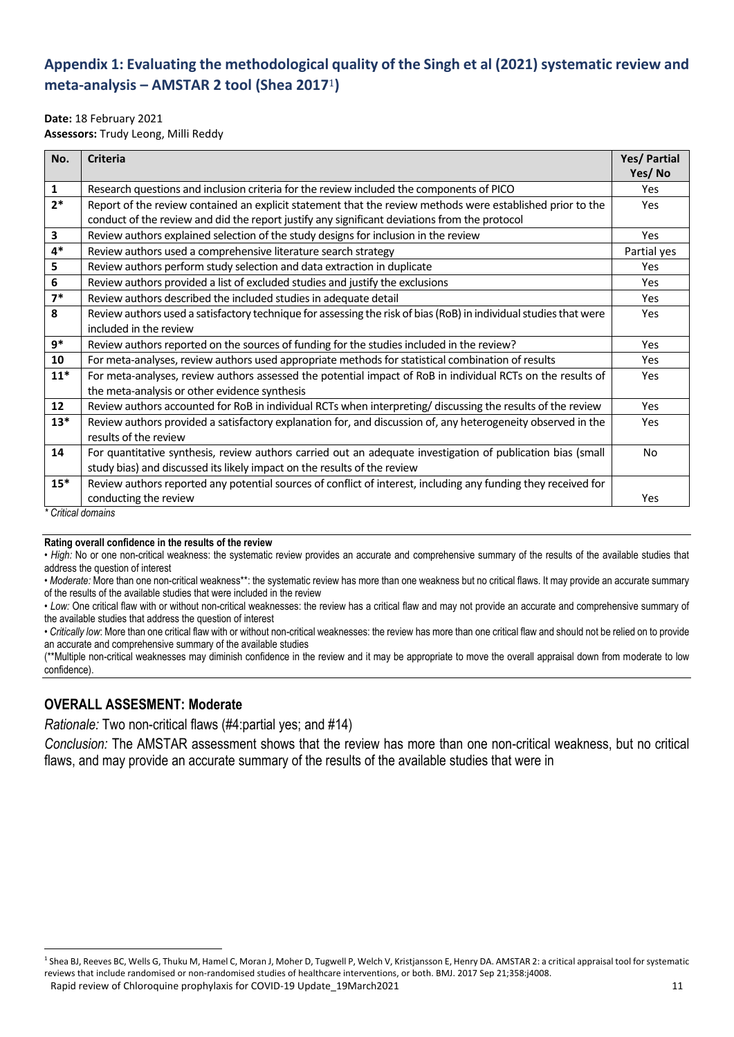## Appendix 1: Evaluating the methodological quality of the Singh et al (2021) systematic review and meta-analysis – AMSTAR 2 tool (Shea 2017[1])

**Date:** 18 February 2021
**Assessors:** Trudy Leong, Milli Reddy

| No. | Criteria | Yes/ Partial Yes/ No |
|---|---|---|
| 1 | Research questions and inclusion criteria for the review included the components of PICO | Yes |
| 2* | Report of the review contained an explicit statement that the review methods were established prior to the conduct of the review and did the report justify any significant deviations from the protocol | Yes |
| 3 | Review authors explained selection of the study designs for inclusion in the review | Yes |
| 4* | Review authors used a comprehensive literature search strategy | Partial yes |
| 5 | Review authors perform study selection and data extraction in duplicate | Yes |
| 6 | Review authors provided a list of excluded studies and justify the exclusions | Yes |
| 7* | Review authors described the included studies in adequate detail | Yes |
| 8 | Review authors used a satisfactory technique for assessing the risk of bias (RoB) in individual studies that were included in the review | Yes |
| 9* | Review authors reported on the sources of funding for the studies included in the review? | Yes |
| 10 | For meta-analyses, review authors used appropriate methods for statistical combination of results | Yes |
| 11* | For meta-analyses, review authors assessed the potential impact of RoB in individual RCTs on the results of the meta-analysis or other evidence synthesis | Yes |
| 12 | Review authors accounted for RoB in individual RCTs when interpreting/ discussing the results of the review | Yes |
| 13* | Review authors provided a satisfactory explanation for, and discussion of, any heterogeneity observed in the results of the review | Yes |
| 14 | For quantitative synthesis, review authors carried out an adequate investigation of publication bias (small study bias) and discussed its likely impact on the results of the review | No |
| 15* | Review authors reported any potential sources of conflict of interest, including any funding they received for conducting the review | Yes |

*\* Critical domains*

**Rating overall confidence in the results of the review**

- *High:* No or one non-critical weakness: the systematic review provides an accurate and comprehensive summary of the results of the available studies that address the question of interest
- *Moderate:* More than one non-critical weakness**: the systematic review has more than one weakness but no critical flaws. It may provide an accurate summary of the results of the available studies that were included in the review
- *Low:* One critical flaw with or without non-critical weaknesses: the review has a critical flaw and may not provide an accurate and comprehensive summary of the available studies that address the question of interest
- *Critically low*: More than one critical flaw with or without non-critical weaknesses: the review has more than one critical flaw and should not be relied on to provide an accurate and comprehensive summary of the available studies

(**Multiple non-critical weaknesses may diminish confidence in the review and it may be appropriate to move the overall appraisal down from moderate to low confidence).

### OVERALL ASSESMENT: Moderate

*Rationale:* Two non-critical flaws (#4:partial yes; and #14)

*Conclusion:* The AMSTAR assessment shows that the review has more than one non-critical weakness, but no critical flaws, and may provide an accurate summary of the results of the available studies that were in

[1] Shea BJ, Reeves BC, Wells G, Thuku M, Hamel C, Moran J, Moher D, Tugwell P, Welch V, Kristjansson E, Henry DA. AMSTAR 2: a critical appraisal tool for systematic reviews that include randomised or non-randomised studies of healthcare interventions, or both. BMJ. 2017 Sep 21;358:j4008.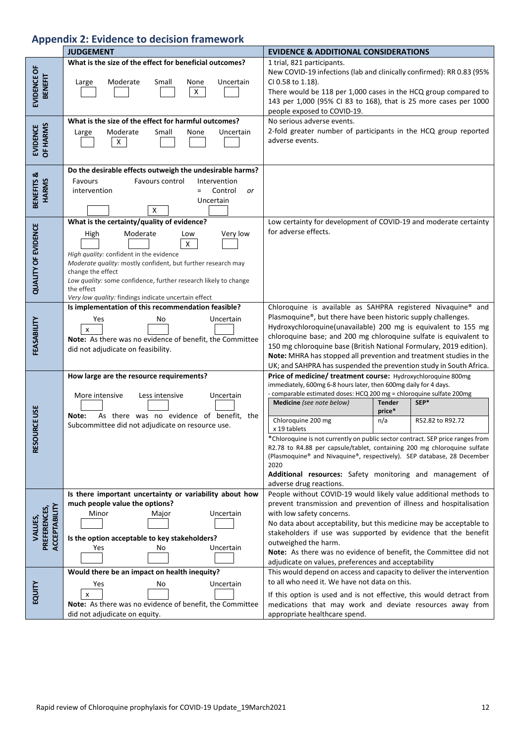## Appendix 2: Evidence to decision framework

| | JUDGEMENT | EVIDENCE & ADDITIONAL CONSIDERATIONS |
|---|---|---|
| **EVIDENCE OF BENEFIT** | **What is the size of the effect for beneficial outcomes?**<br>Large [ ] Moderate [ ] Small [ ] None [X] Uncertain [ ] | 1 trial, 821 participants.<br>New COVID-19 infections (lab and clinically confirmed): RR 0.83 (95% CI 0.58 to 1.18).<br>There would be 118 per 1,000 cases in the HCQ group compared to 143 per 1,000 (95% CI 83 to 168), that is 25 more cases per 1000 people exposed to COVID-19. |
| **EVIDENCE OF HARMS** | **What is the size of the effect for harmful outcomes?**<br>Large [ ] Moderate [X] Small [ ] None [ ] Uncertain [ ] | No serious adverse events.<br>2-fold greater number of participants in the HCQ group reported adverse events. |
| **BENEFITS & HARMS** | **Do the desirable effects outweigh the undesirable harms?**<br>Favours intervention [ ] Favours control [X] Intervention = Control *or* Uncertain [ ] | |
| **QUALITY OF EVIDENCE** | **What is the certainty/quality of evidence?**<br>High [ ] Moderate [ ] Low [X] Very low [ ]<br>*High quality:* confident in the evidence<br>*Moderate quality:* mostly confident, but further research may change the effect<br>*Low quality:* some confidence, further research likely to change the effect<br>*Very low quality:* findings indicate uncertain effect | Low certainty for development of COVID-19 and moderate certainty for adverse effects. |
| **FEASABILITY** | **Is implementation of this recommendation feasible?**<br>Yes [x] No [ ] Uncertain [ ]<br>**Note:** As there was no evidence of benefit, the Committee did not adjudicate on feasibility. | Chloroquine is available as SAHPRA registered Nivaquine® and Plasmoquine®, but there have been historic supply challenges.<br>Hydroxychloroquine(unavailable) 200 mg is equivalent to 155 mg chloroquine base; and 200 mg chloroquine sulfate is equivalent to 150 mg chloroquine base (British National Formulary, 2019 edition).<br>**Note:** MHRA has stopped all prevention and treatment studies in the UK; and SAHPRA has suspended the prevention study in South Africa. |
| **RESOURCE USE** | **How large are the resource requirements?**<br>More intensive [ ] Less intensive [ ] Uncertain [ ]<br>**Note:** As there was no evidence of benefit, the Subcommittee did not adjudicate on resource use. | **Price of medicine/ treatment course:** Hydroxychloroquine 800mg immediately, 600mg 6-8 hours later, then 600mg daily for 4 days.<br>- comparable estimated doses: HCQ 200 mg = chloroquine sulfate 200mg<br>**Medicine** *(see note below)* \| **Tender price*** \| **SEP***<br>Chloroquine 200 mg x 19 tablets \| n/a \| R52.82 to R92.72<br>*Chloroquine is not currently on public sector contract. SEP price ranges from R2.78 to R4.88 per capsule/tablet, containing 200 mg chloroquine sulfate (Plasmoquine® and Nivaquine®, respectively). SEP database, 28 December 2020<br>**Additional resources:** Safety monitoring and management of adverse drug reactions. |
| **VALUES, PREFERENCES, ACCEPTABILITY** | **Is there important uncertainty or variability about how much people value the options?**<br>Minor [ ] Major [ ] Uncertain [ ]<br>**Is the option acceptable to key stakeholders?**<br>Yes [ ] No [ ] Uncertain [ ] | People without COVID-19 would likely value additional methods to prevent transmission and prevention of illness and hospitalisation with low safety concerns.<br>No data about acceptability, but this medicine may be acceptable to stakeholders if use was supported by evidence that the benefit outweighed the harm.<br>**Note:** As there was no evidence of benefit, the Committee did not adjudicate on values, preferences and acceptability |
| **EQUITY** | **Would there be an impact on health inequity?**<br>Yes [x] No [ ] Uncertain [ ]<br>**Note:** As there was no evidence of benefit, the Committee did not adjudicate on equity. | This would depend on access and capacity to deliver the intervention to all who need it. We have not data on this.<br>If this option is used and is not effective, this would detract from medications that may work and deviate resources away from appropriate healthcare spend. |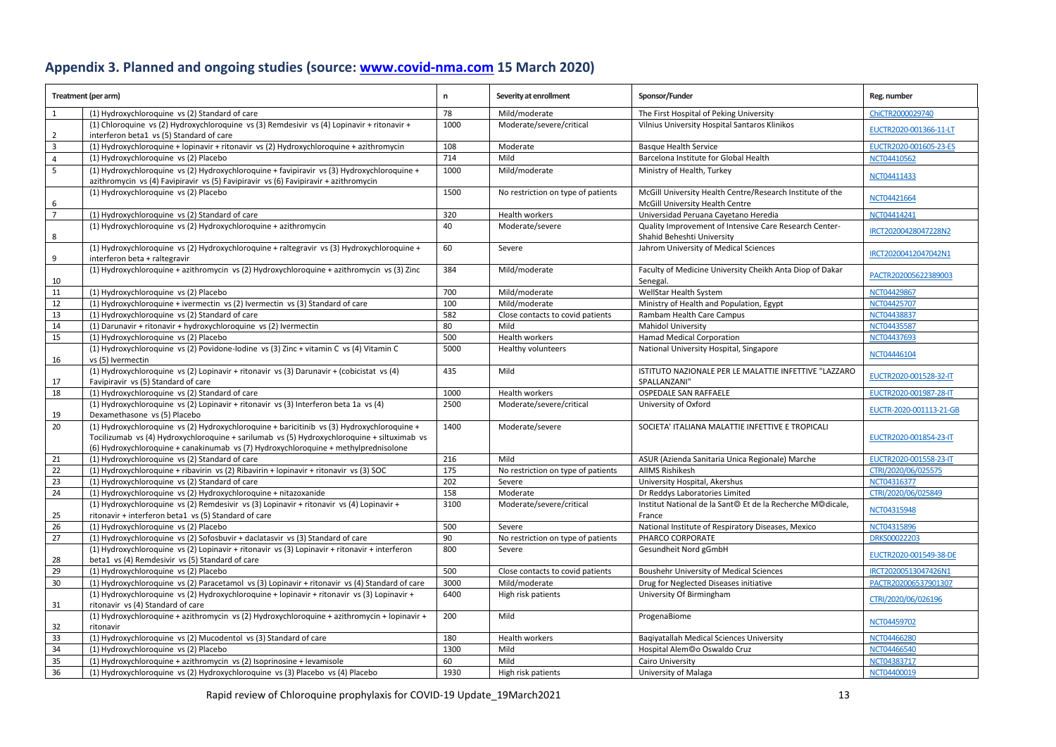## Appendix 3. Planned and ongoing studies (source: www.covid-nma.com 15 March 2020)

| | Treatment (per arm) | n | Severity at enrollment | Sponsor/Funder | Reg. number |
|---|---|---|---|---|---|
| 1 | (1) Hydroxychloroquine vs (2) Standard of care | 78 | Mild/moderate | The First Hospital of Peking University | ChiCTR2000029740 |
| 2 | (1) Chloroquine vs (2) Hydroxychloroquine vs (3) Remdesivir vs (4) Lopinavir + ritonavir + interferon beta1 vs (5) Standard of care | 1000 | Moderate/severe/critical | Vilnius University Hospital Santaros Klinikos | EUCTR2020-001366-11-LT |
| 3 | (1) Hydroxychloroquine + lopinavir + ritonavir vs (2) Hydroxychloroquine + azithromycin | 108 | Moderate | Basque Health Service | EUCTR2020-001605-23-ES |
| 4 | (1) Hydroxychloroquine vs (2) Placebo | 714 | Mild | Barcelona Institute for Global Health | NCT04410562 |
| 5 | (1) Hydroxychloroquine vs (2) Hydroxychloroquine + favipiravir vs (3) Hydroxychloroquine + azithromycin vs (4) Favipiravir vs (5) Favipiravir vs (6) Favipiravir + azithromycin | 1000 | Mild/moderate | Ministry of Health, Turkey | NCT04411433 |
| 6 | (1) Hydroxychloroquine vs (2) Placebo | 1500 | No restriction on type of patients | McGill University Health Centre/Research Institute of the McGill University Health Centre | NCT04421664 |
| 7 | (1) Hydroxychloroquine vs (2) Standard of care | 320 | Health workers | Universidad Peruana Cayetano Heredia | NCT04414241 |
| 8 | (1) Hydroxychloroquine vs (2) Hydroxychloroquine + azithromycin | 40 | Moderate/severe | Quality Improvement of Intensive Care Research Center-Shahid Beheshti University | IRCT20200428047228N2 |
| 9 | (1) Hydroxychloroquine vs (2) Hydroxychloroquine + raltegravir vs (3) Hydroxychloroquine + interferon beta + raltegravir | 60 | Severe | Jahrom University of Medical Sciences | IRCT20200412047042N1 |
| 10 | (1) Hydroxychloroquine + azithromycin vs (2) Hydroxychloroquine + azithromycin vs (3) Zinc | 384 | Mild/moderate | Faculty of Medicine University Cheikh Anta Diop of Dakar Senegal. | PACTR202005622389003 |
| 11 | (1) Hydroxychloroquine vs (2) Placebo | 700 | Mild/moderate | WellStar Health System | NCT04429867 |
| 12 | (1) Hydroxychloroquine + ivermectin vs (2) Ivermectin vs (3) Standard of care | 100 | Mild/moderate | Ministry of Health and Population, Egypt | NCT04425707 |
| 13 | (1) Hydroxychloroquine vs (2) Standard of care | 582 | Close contacts to covid patients | Rambam Health Care Campus | NCT04438837 |
| 14 | (1) Darunavir + ritonavir + hydroxychloroquine vs (2) Ivermectin | 80 | Mild | Mahidol University | NCT04435587 |
| 15 | (1) Hydroxychloroquine vs (2) Placebo | 500 | Health workers | Hamad Medical Corporation | NCT04437693 |
| 16 | (1) Hydroxychloroquine vs (2) Povidone-Iodine vs (3) Zinc + vitamin C vs (4) Vitamin C vs (5) Ivermectin | 5000 | Healthy volunteers | National University Hospital, Singapore | NCT04446104 |
| 17 | (1) Hydroxychloroquine vs (2) Lopinavir + ritonavir vs (3) Darunavir + (cobicistat vs (4) Favipiravir vs (5) Standard of care | 435 | Mild | ISTITUTO NAZIONALE PER LE MALATTIE INFETTIVE "LAZZARO SPALLANZANI" | EUCTR2020-001528-32-IT |
| 18 | (1) Hydroxychloroquine vs (2) Standard of care | 1000 | Health workers | OSPEDALE SAN RAFFAELE | EUCTR2020-001987-28-IT |
| 19 | (1) Hydroxychloroquine vs (2) Lopinavir + ritonavir vs (3) Interferon beta 1a vs (4) Dexamethasone vs (5) Placebo | 2500 | Moderate/severe/critical | University of Oxford | EUCTR-2020-001113-21-GB |
| 20 | (1) Hydroxychloroquine vs (2) Hydroxychloroquine + baricitinib vs (3) Hydroxychloroquine + Tocilizumab vs (4) Hydroxychloroquine + sarilumab vs (5) Hydroxychloroquine + siltuximab vs (6) Hydroxychloroquine + canakinumab vs (7) Hydroxychloroquine + methylprednisolone | 1400 | Moderate/severe | SOCIETA' ITALIANA MALATTIE INFETTIVE E TROPICALI | EUCTR2020-001854-23-IT |
| 21 | (1) Hydroxychloroquine vs (2) Standard of care | 216 | Mild | ASUR (Azienda Sanitaria Unica Regionale) Marche | EUCTR2020-001558-23-IT |
| 22 | (1) Hydroxychloroquine + ribavirin vs (2) Ribavirin + lopinavir + ritonavir vs (3) SOC | 175 | No restriction on type of patients | AIIMS Rishikesh | CTRI/2020/06/025575 |
| 23 | (1) Hydroxychloroquine vs (2) Standard of care | 202 | Severe | University Hospital, Akershus | NCT04316377 |
| 24 | (1) Hydroxychloroquine vs (2) Hydroxychloroquine + nitazoxanide | 158 | Moderate | Dr Reddys Laboratories Limited | CTRI/2020/06/025849 |
| 25 | (1) Hydroxychloroquine vs (2) Remdesivir vs (3) Lopinavir + ritonavir vs (4) Lopinavir + ritonavir + interferon beta1 vs (5) Standard of care | 3100 | Moderate/severe/critical | Institut National de la Sant© Et de la Recherche M©dicale, France | NCT04315948 |
| 26 | (1) Hydroxychloroquine vs (2) Placebo | 500 | Severe | National Institute of Respiratory Diseases, Mexico | NCT04315896 |
| 27 | (1) Hydroxychloroquine vs (2) Sofosbuvir + daclatasvir vs (3) Standard of care | 90 | No restriction on type of patients | PHARCO CORPORATE | DRKS00022203 |
| 28 | (1) Hydroxychloroquine vs (2) Lopinavir + ritonavir vs (3) Lopinavir + ritonavir + interferon beta1 vs (4) Remdesivir vs (5) Standard of care | 800 | Severe | Gesundheit Nord gGmbH | EUCTR2020-001549-38-DE |
| 29 | (1) Hydroxychloroquine vs (2) Placebo | 500 | Close contacts to covid patients | Boushehr University of Medical Sciences | IRCT20200513047426N1 |
| 30 | (1) Hydroxychloroquine vs (2) Paracetamol vs (3) Lopinavir + ritonavir vs (4) Standard of care | 3000 | Mild/moderate | Drug for Neglected Diseases initiative | PACTR202006537901307 |
| 31 | (1) Hydroxychloroquine vs (2) Hydroxychloroquine + lopinavir + ritonavir vs (3) Lopinavir + ritonavir vs (4) Standard of care | 6400 | High risk patients | University Of Birmingham | CTRI/2020/06/026196 |
| 32 | (1) Hydroxychloroquine + azithromycin vs (2) Hydroxychloroquine + azithromycin + lopinavir + ritonavir | 200 | Mild | ProgenaBiome | NCT04459702 |
| 33 | (1) Hydroxychloroquine vs (2) Mucodentol vs (3) Standard of care | 180 | Health workers | Baqiyatallah Medical Sciences University | NCT04466280 |
| 34 | (1) Hydroxychloroquine vs (2) Placebo | 1300 | Mild | Hospital Alem©o Oswaldo Cruz | NCT04466540 |
| 35 | (1) Hydroxychloroquine + azithromycin vs (2) Isoprinosine + levamisole | 60 | Mild | Cairo University | NCT04383717 |
| 36 | (1) Hydroxychloroquine vs (2) Hydroxychloroquine vs (3) Placebo vs (4) Placebo | 1930 | High risk patients | University of Malaga | NCT04400019 |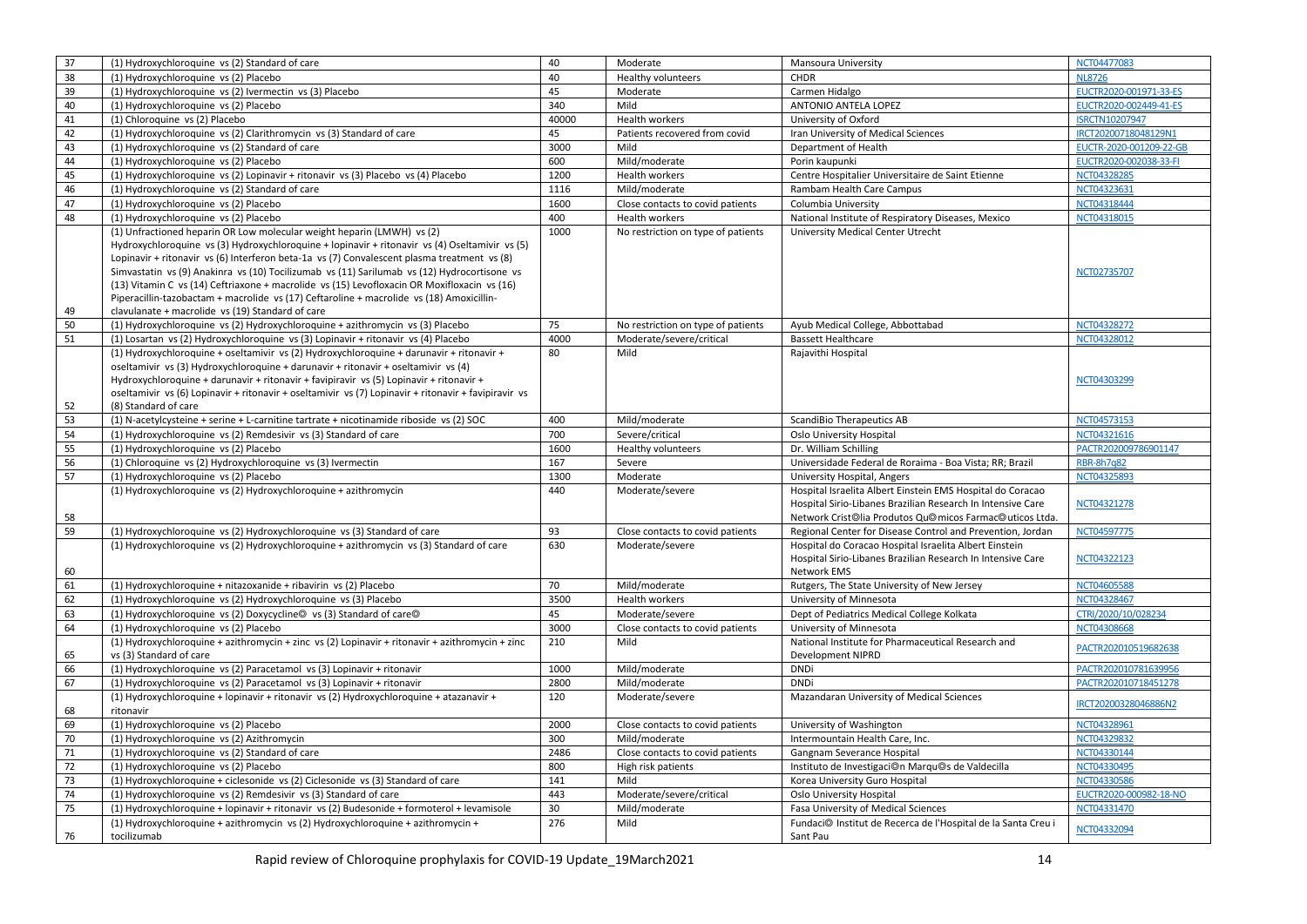| | | | | | |
|---|---|---|---|---|---|
| 37 | (1) Hydroxychloroquine vs (2) Standard of care | 40 | Moderate | Mansoura University | NCT04477083 |
| 38 | (1) Hydroxychloroquine vs (2) Placebo | 40 | Healthy volunteers | CHDR | NL8726 |
| 39 | (1) Hydroxychloroquine vs (2) Ivermectin vs (3) Placebo | 45 | Moderate | Carmen Hidalgo | EUCTR2020-001971-33-ES |
| 40 | (1) Hydroxychloroquine vs (2) Placebo | 340 | Mild | ANTONIO ANTELA LOPEZ | EUCTR2020-002449-41-ES |
| 41 | (1) Chloroquine vs (2) Placebo | 40000 | Health workers | University of Oxford | ISRCTN10207947 |
| 42 | (1) Hydroxychloroquine vs (2) Clarithromycin vs (3) Standard of care | 45 | Patients recovered from covid | Iran University of Medical Sciences | IRCT20200718048129N1 |
| 43 | (1) Hydroxychloroquine vs (2) Standard of care | 3000 | Mild | Department of Health | EUCTR-2020-001209-22-GB |
| 44 | (1) Hydroxychloroquine vs (2) Placebo | 600 | Mild/moderate | Porin kaupunki | EUCTR2020-002038-33-FI |
| 45 | (1) Hydroxychloroquine vs (2) Lopinavir + ritonavir vs (3) Placebo vs (4) Placebo | 1200 | Health workers | Centre Hospitalier Universitaire de Saint Etienne | NCT04328285 |
| 46 | (1) Hydroxychloroquine vs (2) Standard of care | 1116 | Mild/moderate | Rambam Health Care Campus | NCT04323631 |
| 47 | (1) Hydroxychloroquine vs (2) Placebo | 1600 | Close contacts to covid patients | Columbia University | NCT04318444 |
| 48 | (1) Hydroxychloroquine vs (2) Placebo | 400 | Health workers | National Institute of Respiratory Diseases, Mexico | NCT04318015 |
| 49 | (1) Unfractioned heparin OR Low molecular weight heparin (LMWH) vs (2) Hydroxychloroquine vs (3) Hydroxychloroquine + lopinavir + ritonavir vs (4) Oseltamivir vs (5) Lopinavir + ritonavir vs (6) Interferon beta-1a vs (7) Convalescent plasma treatment vs (8) Simvastatin vs (9) Anakinra vs (10) Tocilizumab vs (11) Sarilumab vs (12) Hydrocortisone vs (13) Vitamin C vs (14) Ceftriaxone + macrolide vs (15) Levofloxacin OR Moxifloxacin vs (16) Piperacillin-tazobactam + macrolide vs (17) Ceftaroline + macrolide vs (18) Amoxicillin-clavulanate + macrolide vs (19) Standard of care | 1000 | No restriction on type of patients | University Medical Center Utrecht | NCT02735707 |
| 50 | (1) Hydroxychloroquine vs (2) Hydroxychloroquine + azithromycin vs (3) Placebo | 75 | No restriction on type of patients | Ayub Medical College, Abbottabad | NCT04328272 |
| 51 | (1) Losartan vs (2) Hydroxychloroquine vs (3) Lopinavir + ritonavir vs (4) Placebo | 4000 | Moderate/severe/critical | Bassett Healthcare | NCT04328012 |
| 52 | (1) Hydroxychloroquine + oseltamivir vs (2) Hydroxychloroquine + darunavir + ritonavir + oseltamivir vs (3) Hydroxychloroquine + darunavir + ritonavir + oseltamivir vs (4) Hydroxychloroquine + darunavir + ritonavir + favipiravir vs (5) Lopinavir + ritonavir + oseltamivir vs (6) Lopinavir + ritonavir + oseltamivir vs (7) Lopinavir + ritonavir + favipiravir vs (8) Standard of care | 80 | Mild | Rajavithi Hospital | NCT04303299 |
| 53 | (1) N-acetylcysteine + serine + L-carnitine tartrate + nicotinamide riboside vs (2) SOC | 400 | Mild/moderate | ScandiBio Therapeutics AB | NCT04573153 |
| 54 | (1) Hydroxychloroquine vs (2) Remdesivir vs (3) Standard of care | 700 | Severe/critical | Oslo University Hospital | NCT04321616 |
| 55 | (1) Hydroxychloroquine vs (2) Placebo | 1600 | Healthy volunteers | Dr. William Schilling | PACTR202009786901147 |
| 56 | (1) Chloroquine vs (2) Hydroxychloroquine vs (3) Ivermectin | 167 | Severe | Universidade Federal de Roraima - Boa Vista; RR; Brazil | RBR-8h7q82 |
| 57 | (1) Hydroxychloroquine vs (2) Placebo | 1300 | Moderate | University Hospital, Angers | NCT04325893 |
| 58 | (1) Hydroxychloroquine vs (2) Hydroxychloroquine + azithromycin | 440 | Moderate/severe | Hospital Israelita Albert Einstein EMS Hospital do Coracao Hospital Sirio-Libanes Brazilian Research In Intensive Care Network Crist©lia Produtos Qu©micos Farmac©uticos Ltda. | NCT04321278 |
| 59 | (1) Hydroxychloroquine vs (2) Hydroxychloroquine vs (3) Standard of care | 93 | Close contacts to covid patients | Regional Center for Disease Control and Prevention, Jordan | NCT04597775 |
| 60 | (1) Hydroxychloroquine vs (2) Hydroxychloroquine + azithromycin vs (3) Standard of care | 630 | Moderate/severe | Hospital do Coracao Hospital Israelita Albert Einstein Hospital Sirio-Libanes Brazilian Research In Intensive Care Network EMS | NCT04322123 |
| 61 | (1) Hydroxychloroquine + nitazoxanide + ribavirin vs (2) Placebo | 70 | Mild/moderate | Rutgers, The State University of New Jersey | NCT04605588 |
| 62 | (1) Hydroxychloroquine vs (2) Hydroxychloroquine vs (3) Placebo | 3500 | Health workers | University of Minnesota | NCT04328467 |
| 63 | (1) Hydroxychloroquine vs (2) Doxycycline© vs (3) Standard of care© | 45 | Moderate/severe | Dept of Pediatrics Medical College Kolkata | CTRI/2020/10/028234 |
| 64 | (1) Hydroxychloroquine vs (2) Placebo | 3000 | Close contacts to covid patients | University of Minnesota | NCT04308668 |
| 65 | (1) Hydroxychloroquine + azithromycin + zinc vs (2) Lopinavir + ritonavir + azithromycin + zinc vs (3) Standard of care | 210 | Mild | National Institute for Pharmaceutical Research and Development NIPRD | PACTR202010519682638 |
| 66 | (1) Hydroxychloroquine vs (2) Paracetamol vs (3) Lopinavir + ritonavir | 1000 | Mild/moderate | DNDi | PACTR202010781639956 |
| 67 | (1) Hydroxychloroquine vs (2) Paracetamol vs (3) Lopinavir + ritonavir | 2800 | Mild/moderate | DNDi | PACTR202010718451278 |
| 68 | (1) Hydroxychloroquine + lopinavir + ritonavir vs (2) Hydroxychloroquine + atazanavir + ritonavir | 120 | Moderate/severe | Mazandaran University of Medical Sciences | IRCT20200328046886N2 |
| 69 | (1) Hydroxychloroquine vs (2) Placebo | 2000 | Close contacts to covid patients | University of Washington | NCT04328961 |
| 70 | (1) Hydroxychloroquine vs (2) Azithromycin | 300 | Mild/moderate | Intermountain Health Care, Inc. | NCT04329832 |
| 71 | (1) Hydroxychloroquine vs (2) Standard of care | 2486 | Close contacts to covid patients | Gangnam Severance Hospital | NCT04330144 |
| 72 | (1) Hydroxychloroquine vs (2) Placebo | 800 | High risk patients | Instituto de Investigaci©n Marqu©s de Valdecilla | NCT04330495 |
| 73 | (1) Hydroxychloroquine + ciclesonide vs (2) Ciclesonide vs (3) Standard of care | 141 | Mild | Korea University Guro Hospital | NCT04330586 |
| 74 | (1) Hydroxychloroquine vs (2) Remdesivir vs (3) Standard of care | 443 | Moderate/severe/critical | Oslo University Hospital | EUCTR2020-000982-18-NO |
| 75 | (1) Hydroxychloroquine + lopinavir + ritonavir vs (2) Budesonide + formoterol + levamisole | 30 | Mild/moderate | Fasa University of Medical Sciences | NCT04331470 |
| 76 | (1) Hydroxychloroquine + azithromycin vs (2) Hydroxychloroquine + azithromycin + tocilizumab | 276 | Mild | Fundaci© Institut de Recerca de l'Hospital de la Santa Creu i Sant Pau | NCT04332094 |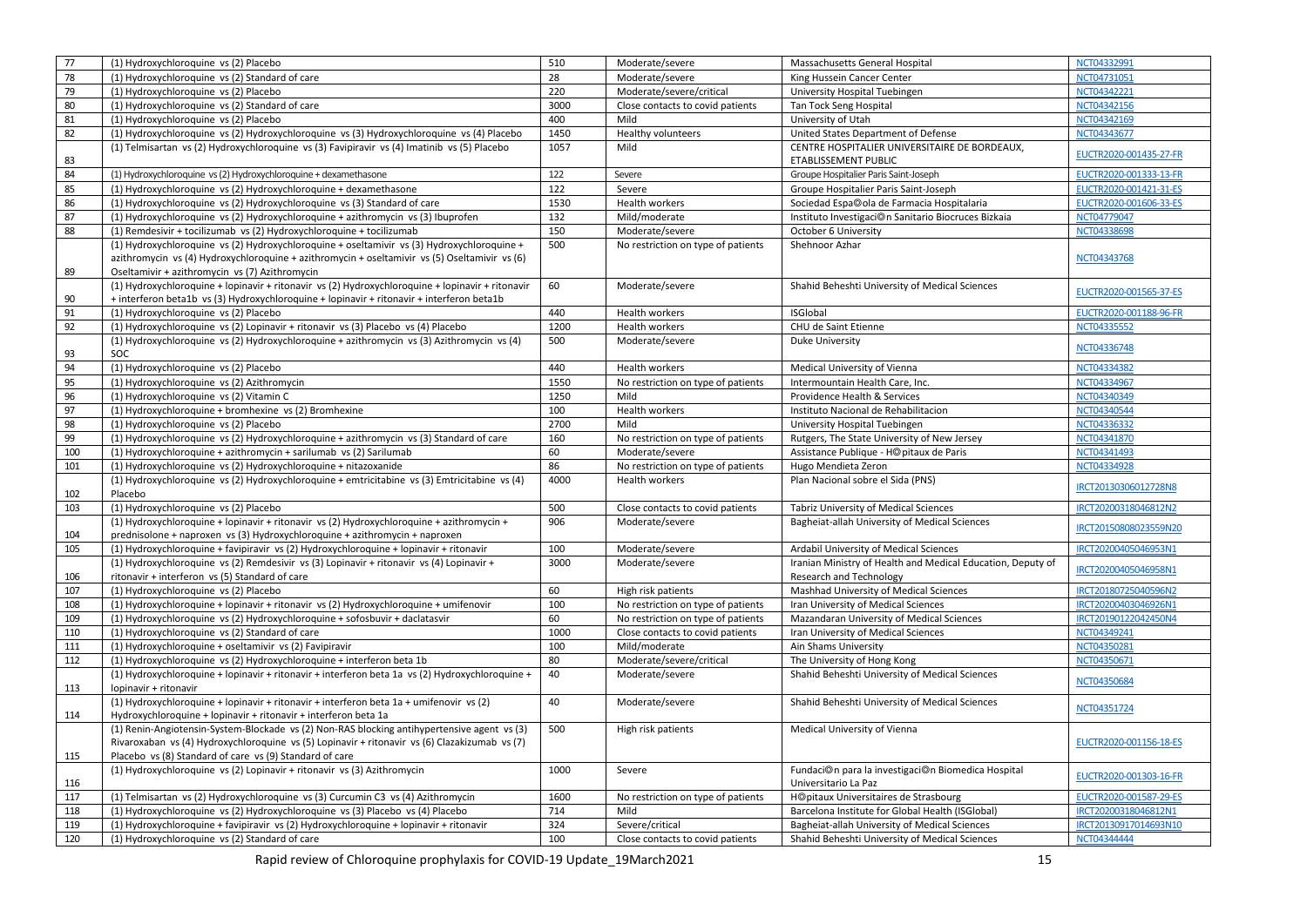| 77 | (1) Hydroxychloroquine vs (2) Placebo | 510 | Moderate/severe | Massachusetts General Hospital | NCT04332991 |
|---|---|---|---|---|---|
| 78 | (1) Hydroxychloroquine vs (2) Standard of care | 28 | Moderate/severe | King Hussein Cancer Center | NCT04731051 |
| 79 | (1) Hydroxychloroquine vs (2) Placebo | 220 | Moderate/severe/critical | University Hospital Tuebingen | NCT04342221 |
| 80 | (1) Hydroxychloroquine vs (2) Standard of care | 3000 | Close contacts to covid patients | Tan Tock Seng Hospital | NCT04342156 |
| 81 | (1) Hydroxychloroquine vs (2) Placebo | 400 | Mild | University of Utah | NCT04342169 |
| 82 | (1) Hydroxychloroquine vs (2) Hydroxychloroquine vs (3) Hydroxychloroquine vs (4) Placebo | 1450 | Healthy volunteers | United States Department of Defense | NCT04343677 |
| 83 | (1) Telmisartan vs (2) Hydroxychloroquine vs (3) Favipiravir vs (4) Imatinib vs (5) Placebo | 1057 | Mild | CENTRE HOSPITALIER UNIVERSITAIRE DE BORDEAUX, ETABLISSEMENT PUBLIC | EUCTR2020-001435-27-FR |
| 84 | (1) Hydroxychloroquine vs (2) Hydroxychloroquine + dexamethasone | 122 | Severe | Groupe Hospitalier Paris Saint-Joseph | EUCTR2020-001333-13-FR |
| 85 | (1) Hydroxychloroquine vs (2) Hydroxychloroquine + dexamethasone | 122 | Severe | Groupe Hospitalier Paris Saint-Joseph | EUCTR2020-001421-31-ES |
| 86 | (1) Hydroxychloroquine vs (2) Hydroxychloroquine vs (3) Standard of care | 1530 | Health workers | Sociedad Espa©ola de Farmacia Hospitalaria | EUCTR2020-001606-33-ES |
| 87 | (1) Hydroxychloroquine vs (2) Hydroxychloroquine + azithromycin vs (3) Ibuprofen | 132 | Mild/moderate | Instituto Investigaci©n Sanitario Biocruces Bizkaia | NCT04779047 |
| 88 | (1) Remdesivir + tocilizumab vs (2) Hydroxychloroquine + tocilizumab | 150 | Moderate/severe | October 6 University | NCT04338698 |
| 89 | (1) Hydroxychloroquine vs (2) Hydroxychloroquine + oseltamivir vs (3) Hydroxychloroquine + azithromycin vs (4) Hydroxychloroquine + azithromycin + oseltamivir vs (5) Oseltamivir vs (6) Oseltamivir + azithromycin vs (7) Azithromycin | 500 | No restriction on type of patients | Shehnoor Azhar | NCT04343768 |
| 90 | (1) Hydroxychloroquine + lopinavir + ritonavir vs (2) Hydroxychloroquine + lopinavir + ritonavir + interferon beta1b vs (3) Hydroxychloroquine + lopinavir + ritonavir + interferon beta1b | 60 | Moderate/severe | Shahid Beheshti University of Medical Sciences | EUCTR2020-001565-37-ES |
| 91 | (1) Hydroxychloroquine vs (2) Placebo | 440 | Health workers | ISGlobal | EUCTR2020-001188-96-FR |
| 92 | (1) Hydroxychloroquine vs (2) Lopinavir + ritonavir vs (3) Placebo vs (4) Placebo | 1200 | Health workers | CHU de Saint Etienne | NCT04335552 |
| 93 | (1) Hydroxychloroquine vs (2) Hydroxychloroquine + azithromycin vs (3) Azithromycin vs (4) SOC | 500 | Moderate/severe | Duke University | NCT04336748 |
| 94 | (1) Hydroxychloroquine vs (2) Placebo | 440 | Health workers | Medical University of Vienna | NCT04334382 |
| 95 | (1) Hydroxychloroquine vs (2) Azithromycin | 1550 | No restriction on type of patients | Intermountain Health Care, Inc. | NCT04334967 |
| 96 | (1) Hydroxychloroquine vs (2) Vitamin C | 1250 | Mild | Providence Health & Services | NCT04340349 |
| 97 | (1) Hydroxychloroquine + bromhexine vs (2) Bromhexine | 100 | Health workers | Instituto Nacional de Rehabilitacion | NCT04340544 |
| 98 | (1) Hydroxychloroquine vs (2) Placebo | 2700 | Mild | University Hospital Tuebingen | NCT04336332 |
| 99 | (1) Hydroxychloroquine vs (2) Hydroxychloroquine + azithromycin vs (3) Standard of care | 160 | No restriction on type of patients | Rutgers, The State University of New Jersey | NCT04341870 |
| 100 | (1) Hydroxychloroquine + azithromycin + sarilumab vs (2) Sarilumab | 60 | Moderate/severe | Assistance Publique - H©pitaux de Paris | NCT04341493 |
| 101 | (1) Hydroxychloroquine vs (2) Hydroxychloroquine + nitazoxanide | 86 | No restriction on type of patients | Hugo Mendieta Zeron | NCT04334928 |
| 102 | (1) Hydroxychloroquine vs (2) Hydroxychloroquine + emtricitabine vs (3) Emtricitabine vs (4) Placebo | 4000 | Health workers | Plan Nacional sobre el Sida (PNS) | IRCT20130306012728N8 |
| 103 | (1) Hydroxychloroquine vs (2) Placebo | 500 | Close contacts to covid patients | Tabriz University of Medical Sciences | IRCT20200318046812N2 |
| 104 | (1) Hydroxychloroquine + lopinavir + ritonavir vs (2) Hydroxychloroquine + azithromycin + prednisolone + naproxen vs (3) Hydroxychloroquine + azithromycin + naproxen | 906 | Moderate/severe | Bagheiat-allah University of Medical Sciences | IRCT20150808023559N20 |
| 105 | (1) Hydroxychloroquine + favipiravir vs (2) Hydroxychloroquine + lopinavir + ritonavir | 100 | Moderate/severe | Ardabil University of Medical Sciences | IRCT20200405046953N1 |
| 106 | (1) Hydroxychloroquine vs (2) Remdesivir vs (3) Lopinavir + ritonavir vs (4) Lopinavir + ritonavir + interferon vs (5) Standard of care | 3000 | Moderate/severe | Iranian Ministry of Health and Medical Education, Deputy of Research and Technology | IRCT20200405046958N1 |
| 107 | (1) Hydroxychloroquine vs (2) Placebo | 60 | High risk patients | Mashhad University of Medical Sciences | IRCT20180725040596N2 |
| 108 | (1) Hydroxychloroquine + lopinavir + ritonavir vs (2) Hydroxychloroquine + umifenovir | 100 | No restriction on type of patients | Iran University of Medical Sciences | IRCT20200403046926N1 |
| 109 | (1) Hydroxychloroquine vs (2) Hydroxychloroquine + sofosbuvir + daclatasvir | 60 | No restriction on type of patients | Mazandaran University of Medical Sciences | IRCT20190122042450N4 |
| 110 | (1) Hydroxychloroquine vs (2) Standard of care | 1000 | Close contacts to covid patients | Iran University of Medical Sciences | NCT04349241 |
| 111 | (1) Hydroxychloroquine + oseltamivir vs (2) Favipiravir | 100 | Mild/moderate | Ain Shams University | NCT04350281 |
| 112 | (1) Hydroxychloroquine vs (2) Hydroxychloroquine + interferon beta 1b | 80 | Moderate/severe/critical | The University of Hong Kong | NCT04350671 |
| 113 | (1) Hydroxychloroquine + lopinavir + ritonavir + interferon beta 1a vs (2) Hydroxychloroquine + lopinavir + ritonavir | 40 | Moderate/severe | Shahid Beheshti University of Medical Sciences | NCT04350684 |
| 114 | (1) Hydroxychloroquine + lopinavir + ritonavir + interferon beta 1a + umifenovir vs (2) Hydroxychloroquine + lopinavir + ritonavir + interferon beta 1a | 40 | Moderate/severe | Shahid Beheshti University of Medical Sciences | NCT04351724 |
| 115 | (1) Renin-Angiotensin-System-Blockade vs (2) Non-RAS blocking antihypertensive agent vs (3) Rivaroxaban vs (4) Hydroxychloroquine vs (5) Lopinavir + ritonavir vs (6) Clazakizumab vs (7) Placebo vs (8) Standard of care vs (9) Standard of care | 500 | High risk patients | Medical University of Vienna | EUCTR2020-001156-18-ES |
| 116 | (1) Hydroxychloroquine vs (2) Lopinavir + ritonavir vs (3) Azithromycin | 1000 | Severe | Fundaci©n para la investigaci©n Biomedica Hospital Universitario La Paz | EUCTR2020-001303-16-FR |
| 117 | (1) Telmisartan vs (2) Hydroxychloroquine vs (3) Curcumin C3 vs (4) Azithromycin | 1600 | No restriction on type of patients | H©pitaux Universitaires de Strasbourg | EUCTR2020-001587-29-ES |
| 118 | (1) Hydroxychloroquine vs (2) Hydroxychloroquine vs (3) Placebo vs (4) Placebo | 714 | Mild | Barcelona Institute for Global Health (ISGlobal) | IRCT20200318046812N1 |
| 119 | (1) Hydroxychloroquine + favipiravir vs (2) Hydroxychloroquine + lopinavir + ritonavir | 324 | Severe/critical | Bagheiat-allah University of Medical Sciences | IRCT20130917014693N10 |
| 120 | (1) Hydroxychloroquine vs (2) Standard of care | 100 | Close contacts to covid patients | Shahid Beheshti University of Medical Sciences | NCT04344444 |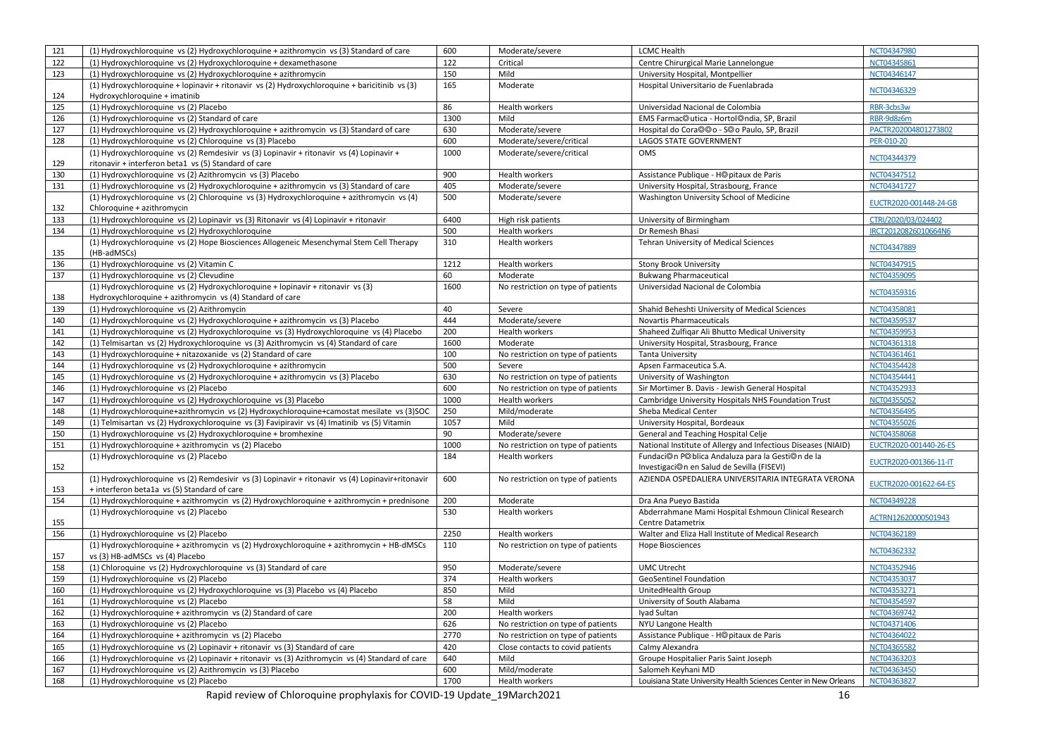| 121 | (1) Hydroxychloroquine vs (2) Hydroxychloroquine + azithromycin vs (3) Standard of care | 600 | Moderate/severe | LCMC Health | NCT04347980 |
|---|---|---|---|---|---|
| 122 | (1) Hydroxychloroquine vs (2) Hydroxychloroquine + dexamethasone | 122 | Critical | Centre Chirurgical Marie Lannelongue | NCT04345861 |
| 123 | (1) Hydroxychloroquine vs (2) Hydroxychloroquine + azithromycin | 150 | Mild | University Hospital, Montpellier | NCT04346147 |
| 124 | (1) Hydroxychloroquine + lopinavir + ritonavir vs (2) Hydroxychloroquine + baricitinib vs (3) Hydroxychloroquine + imatinib | 165 | Moderate | Hospital Universitario de Fuenlabrada | NCT04346329 |
| 125 | (1) Hydroxychloroquine vs (2) Placebo | 86 | Health workers | Universidad Nacional de Colombia | RBR-3cbs3w |
| 126 | (1) Hydroxychloroquine vs (2) Standard of care | 1300 | Mild | EMS Farmac©utica - Hortol©ndia, SP, Brazil | RBR-9d8z6m |
| 127 | (1) Hydroxychloroquine vs (2) Hydroxychloroquine + azithromycin vs (3) Standard of care | 630 | Moderate/severe | Hospital do Cora©©o - S©o Paulo, SP, Brazil | PACTR202004801273802 |
| 128 | (1) Hydroxychloroquine vs (2) Chloroquine vs (3) Placebo | 600 | Moderate/severe/critical | LAGOS STATE GOVERNMENT | PER-010-20 |
| 129 | (1) Hydroxychloroquine vs (2) Remdesivir vs (3) Lopinavir + ritonavir vs (4) Lopinavir + ritonavir + interferon beta1 vs (5) Standard of care | 1000 | Moderate/severe/critical | OMS | NCT04344379 |
| 130 | (1) Hydroxychloroquine vs (2) Azithromycin vs (3) Placebo | 900 | Health workers | Assistance Publique - H©pitaux de Paris | NCT04347512 |
| 131 | (1) Hydroxychloroquine vs (2) Hydroxychloroquine + azithromycin vs (3) Standard of care | 405 | Moderate/severe | University Hospital, Strasbourg, France | NCT04341727 |
| 132 | (1) Hydroxychloroquine vs (2) Chloroquine vs (3) Hydroxychloroquine + azithromycin vs (4) Chloroquine + azithromycin | 500 | Moderate/severe | Washington University School of Medicine | EUCTR2020-001448-24-GB |
| 133 | (1) Hydroxychloroquine vs (2) Lopinavir vs (3) Ritonavir vs (4) Lopinavir + ritonavir | 6400 | High risk patients | University of Birmingham | CTRI/2020/03/024402 |
| 134 | (1) Hydroxychloroquine vs (2) Hydroxychloroquine | 500 | Health workers | Dr Remesh Bhasi | IRCT20120826010664N6 |
| 135 | (1) Hydroxychloroquine vs (2) Hope Biosciences Allogeneic Mesenchymal Stem Cell Therapy (HB-adMSCs) | 310 | Health workers | Tehran University of Medical Sciences | NCT04347889 |
| 136 | (1) Hydroxychloroquine vs (2) Vitamin C | 1212 | Health workers | Stony Brook University | NCT04347915 |
| 137 | (1) Hydroxychloroquine vs (2) Clevudine | 60 | Moderate | Bukwang Pharmaceutical | NCT04359095 |
| 138 | (1) Hydroxychloroquine vs (2) Hydroxychloroquine + lopinavir + ritonavir vs (3) Hydroxychloroquine + azithromycin vs (4) Standard of care | 1600 | No restriction on type of patients | Universidad Nacional de Colombia | NCT04359316 |
| 139 | (1) Hydroxychloroquine vs (2) Azithromycin | 40 | Severe | Shahid Beheshti University of Medical Sciences | NCT04358081 |
| 140 | (1) Hydroxychloroquine vs (2) Hydroxychloroquine + azithromycin vs (3) Placebo | 444 | Moderate/severe | Novartis Pharmaceuticals | NCT04359537 |
| 141 | (1) Hydroxychloroquine vs (2) Hydroxychloroquine vs (3) Hydroxychloroquine vs (4) Placebo | 200 | Health workers | Shaheed Zulfiqar Ali Bhutto Medical University | NCT04359953 |
| 142 | (1) Telmisartan vs (2) Hydroxychloroquine vs (3) Azithromycin vs (4) Standard of care | 1600 | Moderate | University Hospital, Strasbourg, France | NCT04361318 |
| 143 | (1) Hydroxychloroquine + nitazoxanide vs (2) Standard of care | 100 | No restriction on type of patients | Tanta University | NCT04361461 |
| 144 | (1) Hydroxychloroquine vs (2) Hydroxychloroquine + azithromycin | 500 | Severe | Apsen Farmaceutica S.A. | NCT04354428 |
| 145 | (1) Hydroxychloroquine vs (2) Hydroxychloroquine + azithromycin vs (3) Placebo | 630 | No restriction on type of patients | University of Washington | NCT04354441 |
| 146 | (1) Hydroxychloroquine vs (2) Placebo | 600 | No restriction on type of patients | Sir Mortimer B. Davis - Jewish General Hospital | NCT04352933 |
| 147 | (1) Hydroxychloroquine vs (2) Hydroxychloroquine vs (3) Placebo | 1000 | Health workers | Cambridge University Hospitals NHS Foundation Trust | NCT04355052 |
| 148 | (1) Hydroxychloroquine+azithromycin vs (2) Hydroxychloroquine+camostat mesilate vs (3)SOC | 250 | Mild/moderate | Sheba Medical Center | NCT04356495 |
| 149 | (1) Telmisartan vs (2) Hydroxychloroquine vs (3) Favipiravir vs (4) Imatinib vs (5) Vitamin | 1057 | Mild | University Hospital, Bordeaux | NCT04355026 |
| 150 | (1) Hydroxychloroquine vs (2) Hydroxychloroquine + bromhexine | 90 | Moderate/severe | General and Teaching Hospital Celje | NCT04358068 |
| 151 | (1) Hydroxychloroquine + azithromycin vs (2) Placebo | 1000 | No restriction on type of patients | National Institute of Allergy and Infectious Diseases (NIAID) | EUCTR2020-001440-26-ES |
| 152 | (1) Hydroxychloroquine vs (2) Placebo | 184 | Health workers | Fundaci©n P©blica Andaluza para la Gesti©n de la Investigaci©n en Salud de Sevilla (FISEVI) | EUCTR2020-001366-11-IT |
| 153 | (1) Hydroxychloroquine vs (2) Remdesivir vs (3) Lopinavir + ritonavir vs (4) Lopinavir+ritonavir + interferon beta1a vs (5) Standard of care | 600 | No restriction on type of patients | AZIENDA OSPEDALIERA UNIVERSITARIA INTEGRATA VERONA | EUCTR2020-001622-64-ES |
| 154 | (1) Hydroxychloroquine + azithromycin vs (2) Hydroxychloroquine + azithromycin + prednisone | 200 | Moderate | Dra Ana Pueyo Bastida | NCT04349228 |
| 155 | (1) Hydroxychloroquine vs (2) Placebo | 530 | Health workers | Abderrahmane Mami Hospital Eshmoun Clinical Research Centre Datametrix | ACTRN12620000501943 |
| 156 | (1) Hydroxychloroquine vs (2) Placebo | 2250 | Health workers | Walter and Eliza Hall Institute of Medical Research | NCT04362189 |
| 157 | (1) Hydroxychloroquine + azithromycin vs (2) Hydroxychloroquine + azithromycin + HB-dMSCs vs (3) HB-adMSCs vs (4) Placebo | 110 | No restriction on type of patients | Hope Biosciences | NCT04362332 |
| 158 | (1) Chloroquine vs (2) Hydroxychloroquine vs (3) Standard of care | 950 | Moderate/severe | UMC Utrecht | NCT04352946 |
| 159 | (1) Hydroxychloroquine vs (2) Placebo | 374 | Health workers | GeoSentinel Foundation | NCT04353037 |
| 160 | (1) Hydroxychloroquine vs (2) Hydroxychloroquine vs (3) Placebo vs (4) Placebo | 850 | Mild | UnitedHealth Group | NCT04353271 |
| 161 | (1) Hydroxychloroquine vs (2) Placebo | 58 | Mild | University of South Alabama | NCT04354597 |
| 162 | (1) Hydroxychloroquine + azithromycin vs (2) Standard of care | 200 | Health workers | Iyad Sultan | NCT04369742 |
| 163 | (1) Hydroxychloroquine vs (2) Placebo | 626 | No restriction on type of patients | NYU Langone Health | NCT04371406 |
| 164 | (1) Hydroxychloroquine + azithromycin vs (2) Placebo | 2770 | No restriction on type of patients | Assistance Publique - H©pitaux de Paris | NCT04364022 |
| 165 | (1) Hydroxychloroquine vs (2) Lopinavir + ritonavir vs (3) Standard of care | 420 | Close contacts to covid patients | Calmy Alexandra | NCT04365582 |
| 166 | (1) Hydroxychloroquine vs (2) Lopinavir + ritonavir vs (3) Azithromycin vs (4) Standard of care | 640 | Mild | Groupe Hospitalier Paris Saint Joseph | NCT04363203 |
| 167 | (1) Hydroxychloroquine vs (2) Azithromycin vs (3) Placebo | 600 | Mild/moderate | Salomeh Keyhani MD | NCT04363450 |
| 168 | (1) Hydroxychloroquine vs (2) Placebo | 1700 | Health workers | Louisiana State University Health Sciences Center in New Orleans | NCT04363827 |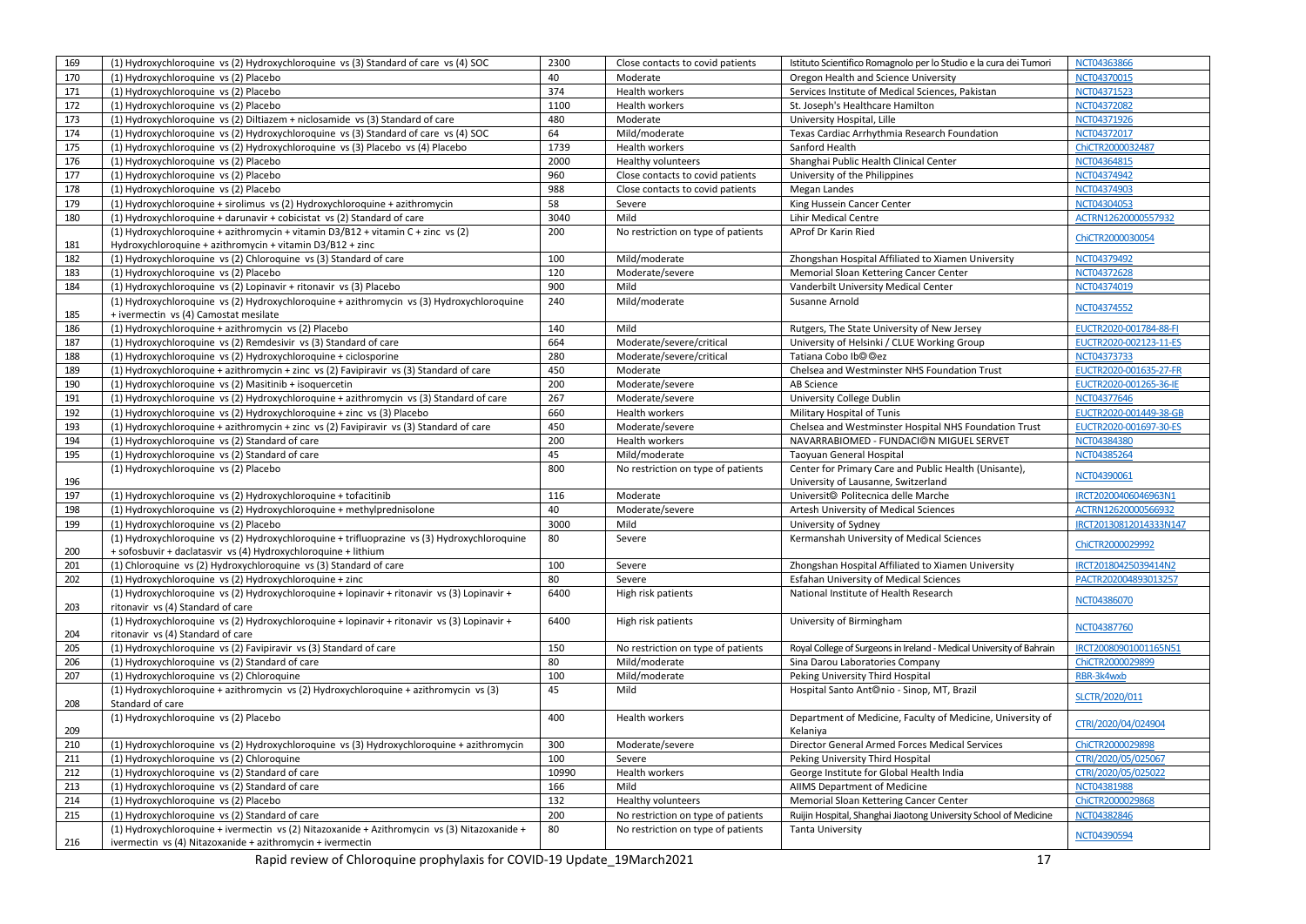| 169 | (1) Hydroxychloroquine vs (2) Hydroxychloroquine vs (3) Standard of care vs (4) SOC | 2300 | Close contacts to covid patients | Istituto Scientifico Romagnolo per lo Studio e la cura dei Tumori | NCT04363866 |
|---|---|---|---|---|---|
| 170 | (1) Hydroxychloroquine vs (2) Placebo | 40 | Moderate | Oregon Health and Science University | NCT04370015 |
| 171 | (1) Hydroxychloroquine vs (2) Placebo | 374 | Health workers | Services Institute of Medical Sciences, Pakistan | NCT04371523 |
| 172 | (1) Hydroxychloroquine vs (2) Placebo | 1100 | Health workers | St. Joseph's Healthcare Hamilton | NCT04372082 |
| 173 | (1) Hydroxychloroquine vs (2) Diltiazem + niclosamide vs (3) Standard of care | 480 | Moderate | University Hospital, Lille | NCT04371926 |
| 174 | (1) Hydroxychloroquine vs (2) Hydroxychloroquine vs (3) Standard of care vs (4) SOC | 64 | Mild/moderate | Texas Cardiac Arrhythmia Research Foundation | NCT04372017 |
| 175 | (1) Hydroxychloroquine vs (2) Hydroxychloroquine vs (3) Placebo vs (4) Placebo | 1739 | Health workers | Sanford Health | ChiCTR2000032487 |
| 176 | (1) Hydroxychloroquine vs (2) Placebo | 2000 | Healthy volunteers | Shanghai Public Health Clinical Center | NCT04364815 |
| 177 | (1) Hydroxychloroquine vs (2) Placebo | 960 | Close contacts to covid patients | University of the Philippines | NCT04374942 |
| 178 | (1) Hydroxychloroquine vs (2) Placebo | 988 | Close contacts to covid patients | Megan Landes | NCT04374903 |
| 179 | (1) Hydroxychloroquine + sirolimus vs (2) Hydroxychloroquine + azithromycin | 58 | Severe | King Hussein Cancer Center | NCT04304053 |
| 180 | (1) Hydroxychloroquine + darunavir + cobicistat vs (2) Standard of care | 3040 | Mild | Lihir Medical Centre | ACTRN12620000557932 |
| 181 | (1) Hydroxychloroquine + azithromycin + vitamin D3/B12 + vitamin C + zinc vs (2) Hydroxychloroquine + azithromycin + vitamin D3/B12 + zinc | 200 | No restriction on type of patients | AProf Dr Karin Ried | ChiCTR2000030054 |
| 182 | (1) Hydroxychloroquine vs (2) Chloroquine vs (3) Standard of care | 100 | Mild/moderate | Zhongshan Hospital Affiliated to Xiamen University | NCT04379492 |
| 183 | (1) Hydroxychloroquine vs (2) Placebo | 120 | Moderate/severe | Memorial Sloan Kettering Cancer Center | NCT04372628 |
| 184 | (1) Hydroxychloroquine vs (2) Lopinavir + ritonavir vs (3) Placebo | 900 | Mild | Vanderbilt University Medical Center | NCT04374019 |
| 185 | (1) Hydroxychloroquine vs (2) Hydroxychloroquine + azithromycin vs (3) Hydroxychloroquine + ivermectin vs (4) Camostat mesilate | 240 | Mild/moderate | Susanne Arnold | NCT04374552 |
| 186 | (1) Hydroxychloroquine + azithromycin vs (2) Placebo | 140 | Mild | Rutgers, The State University of New Jersey | EUCTR2020-001784-88-FI |
| 187 | (1) Hydroxychloroquine vs (2) Remdesivir vs (3) Standard of care | 664 | Moderate/severe/critical | University of Helsinki / CLUE Working Group | EUCTR2020-002123-11-ES |
| 188 | (1) Hydroxychloroquine vs (2) Hydroxychloroquine + ciclosporine | 280 | Moderate/severe/critical | Tatiana Cobo Ib©©ez | NCT04373733 |
| 189 | (1) Hydroxychloroquine + azithromycin + zinc vs (2) Favipiravir vs (3) Standard of care | 450 | Moderate | Chelsea and Westminster NHS Foundation Trust | EUCTR2020-001635-27-FR |
| 190 | (1) Hydroxychloroquine vs (2) Masitinib + isoquercetin | 200 | Moderate/severe | AB Science | EUCTR2020-001265-36-IE |
| 191 | (1) Hydroxychloroquine vs (2) Hydroxychloroquine + azithromycin vs (3) Standard of care | 267 | Moderate/severe | University College Dublin | NCT04377646 |
| 192 | (1) Hydroxychloroquine vs (2) Hydroxychloroquine + zinc vs (3) Placebo | 660 | Health workers | Military Hospital of Tunis | EUCTR2020-001449-38-GB |
| 193 | (1) Hydroxychloroquine + azithromycin + zinc vs (2) Favipiravir vs (3) Standard of care | 450 | Moderate/severe | Chelsea and Westminster Hospital NHS Foundation Trust | EUCTR2020-001697-30-ES |
| 194 | (1) Hydroxychloroquine vs (2) Standard of care | 200 | Health workers | NAVARRABIOMED - FUNDACI©N MIGUEL SERVET | NCT04384380 |
| 195 | (1) Hydroxychloroquine vs (2) Standard of care | 45 | Mild/moderate | Taoyuan General Hospital | NCT04385264 |
| 196 | (1) Hydroxychloroquine vs (2) Placebo | 800 | No restriction on type of patients | Center for Primary Care and Public Health (Unisante), University of Lausanne, Switzerland | NCT04390061 |
| 197 | (1) Hydroxychloroquine vs (2) Hydroxychloroquine + tofacitinib | 116 | Moderate | Universit© Politecnica delle Marche | IRCT20200406046963N1 |
| 198 | (1) Hydroxychloroquine vs (2) Hydroxychloroquine + methylprednisolone | 40 | Moderate/severe | Artesh University of Medical Sciences | ACTRN12620000566932 |
| 199 | (1) Hydroxychloroquine vs (2) Placebo | 3000 | Mild | University of Sydney | IRCT20130812014333N147 |
| 200 | (1) Hydroxychloroquine vs (2) Hydroxychloroquine + trifluoprazine vs (3) Hydroxychloroquine + sofosbuvir + daclatasvir vs (4) Hydroxychloroquine + lithium | 80 | Severe | Kermanshah University of Medical Sciences | ChiCTR2000029992 |
| 201 | (1) Chloroquine vs (2) Hydroxychloroquine vs (3) Standard of care | 100 | Severe | Zhongshan Hospital Affiliated to Xiamen University | IRCT20180425039414N2 |
| 202 | (1) Hydroxychloroquine vs (2) Hydroxychloroquine + zinc | 80 | Severe | Esfahan University of Medical Sciences | PACTR202004893013257 |
| 203 | (1) Hydroxychloroquine vs (2) Hydroxychloroquine + lopinavir + ritonavir vs (3) Lopinavir + ritonavir vs (4) Standard of care | 6400 | High risk patients | National Institute of Health Research | NCT04386070 |
| 204 | (1) Hydroxychloroquine vs (2) Hydroxychloroquine + lopinavir + ritonavir vs (3) Lopinavir + ritonavir vs (4) Standard of care | 6400 | High risk patients | University of Birmingham | NCT04387760 |
| 205 | (1) Hydroxychloroquine vs (2) Favipiravir vs (3) Standard of care | 150 | No restriction on type of patients | Royal College of Surgeons in Ireland - Medical University of Bahrain | IRCT20080901001165N51 |
| 206 | (1) Hydroxychloroquine vs (2) Standard of care | 80 | Mild/moderate | Sina Darou Laboratories Company | ChiCTR2000029899 |
| 207 | (1) Hydroxychloroquine vs (2) Chloroquine | 100 | Mild/moderate | Peking University Third Hospital | RBR-3k4wxb |
| 208 | (1) Hydroxychloroquine + azithromycin vs (2) Hydroxychloroquine + azithromycin vs (3) Standard of care | 45 | Mild | Hospital Santo Ant©nio - Sinop, MT, Brazil | SLCTR/2020/011 |
| 209 | (1) Hydroxychloroquine vs (2) Placebo | 400 | Health workers | Department of Medicine, Faculty of Medicine, University of Kelaniya | CTRI/2020/04/024904 |
| 210 | (1) Hydroxychloroquine vs (2) Hydroxychloroquine vs (3) Hydroxychloroquine + azithromycin | 300 | Moderate/severe | Director General Armed Forces Medical Services | ChiCTR2000029898 |
| 211 | (1) Hydroxychloroquine vs (2) Chloroquine | 100 | Severe | Peking University Third Hospital | CTRI/2020/05/025067 |
| 212 | (1) Hydroxychloroquine vs (2) Standard of care | 10990 | Health workers | George Institute for Global Health India | CTRI/2020/05/025022 |
| 213 | (1) Hydroxychloroquine vs (2) Standard of care | 166 | Mild | AIIMS Department of Medicine | NCT04381988 |
| 214 | (1) Hydroxychloroquine vs (2) Placebo | 132 | Healthy volunteers | Memorial Sloan Kettering Cancer Center | ChiCTR2000029868 |
| 215 | (1) Hydroxychloroquine vs (2) Standard of care | 200 | No restriction on type of patients | Ruijin Hospital, Shanghai Jiaotong University School of Medicine | NCT04382846 |
| 216 | (1) Hydroxychloroquine + ivermectin vs (2) Nitazoxanide + Azithromycin vs (3) Nitazoxanide + ivermectin vs (4) Nitazoxanide + azithromycin + ivermectin | 80 | No restriction on type of patients | Tanta University | NCT04390594 |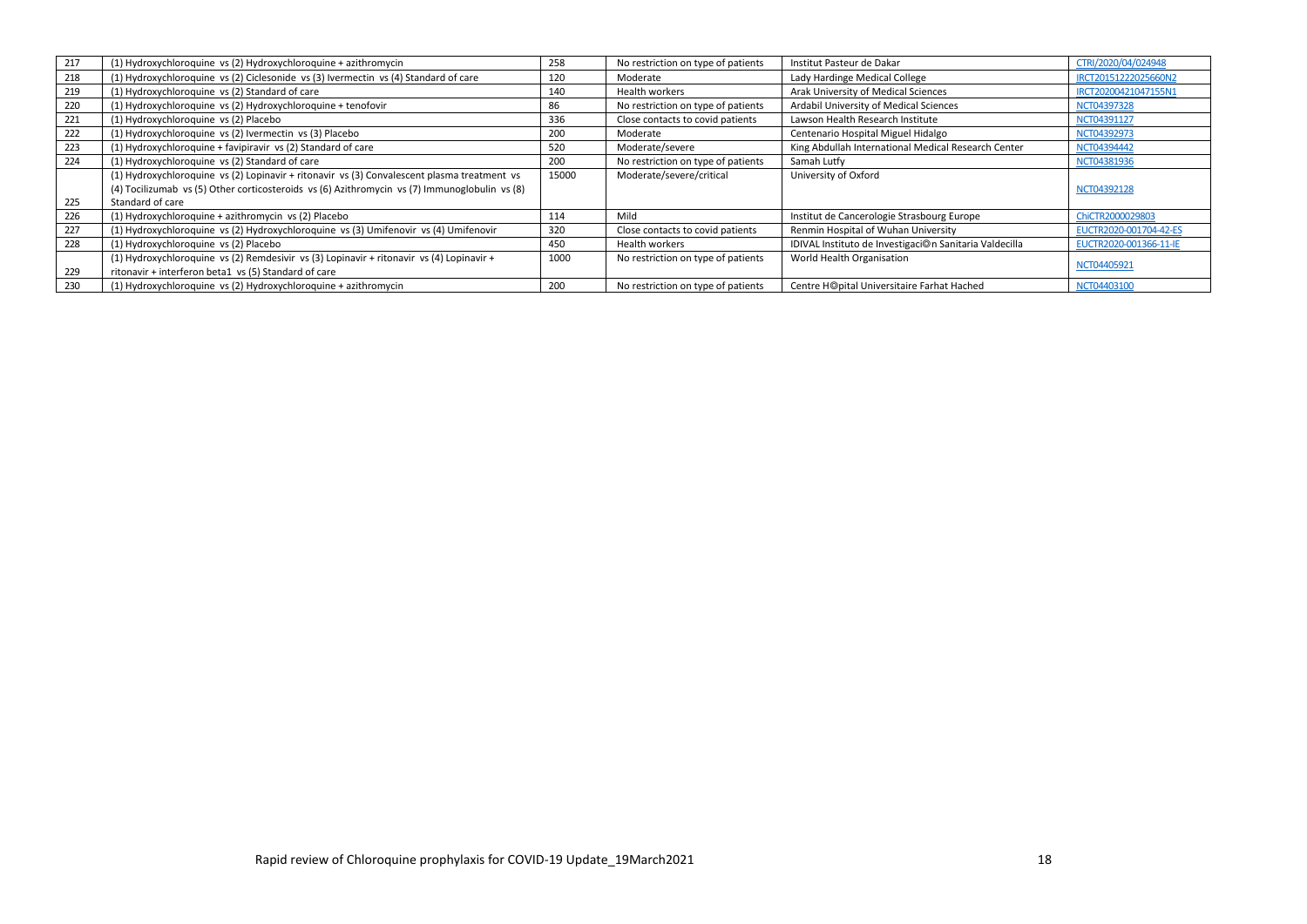| | | | | | |
|---|---|---|---|---|---|
| 217 | (1) Hydroxychloroquine vs (2) Hydroxychloroquine + azithromycin | 258 | No restriction on type of patients | Institut Pasteur de Dakar | CTRI/2020/04/024948 |
| 218 | (1) Hydroxychloroquine vs (2) Ciclesonide vs (3) Ivermectin vs (4) Standard of care | 120 | Moderate | Lady Hardinge Medical College | IRCT20151222025660N2 |
| 219 | (1) Hydroxychloroquine vs (2) Standard of care | 140 | Health workers | Arak University of Medical Sciences | IRCT20200421047155N1 |
| 220 | (1) Hydroxychloroquine vs (2) Hydroxychloroquine + tenofovir | 86 | No restriction on type of patients | Ardabil University of Medical Sciences | NCT04397328 |
| 221 | (1) Hydroxychloroquine vs (2) Placebo | 336 | Close contacts to covid patients | Lawson Health Research Institute | NCT04391127 |
| 222 | (1) Hydroxychloroquine vs (2) Ivermectin vs (3) Placebo | 200 | Moderate | Centenario Hospital Miguel Hidalgo | NCT04392973 |
| 223 | (1) Hydroxychloroquine + favipiravir vs (2) Standard of care | 520 | Moderate/severe | King Abdullah International Medical Research Center | NCT04394442 |
| 224 | (1) Hydroxychloroquine vs (2) Standard of care | 200 | No restriction on type of patients | Samah Lutfy | NCT04381936 |
| 225 | (1) Hydroxychloroquine vs (2) Lopinavir + ritonavir vs (3) Convalescent plasma treatment vs (4) Tocilizumab vs (5) Other corticosteroids vs (6) Azithromycin vs (7) Immunoglobulin vs (8) Standard of care | 15000 | Moderate/severe/critical | University of Oxford | NCT04392128 |
| 226 | (1) Hydroxychloroquine + azithromycin vs (2) Placebo | 114 | Mild | Institut de Cancerologie Strasbourg Europe | ChiCTR2000029803 |
| 227 | (1) Hydroxychloroquine vs (2) Hydroxychloroquine vs (3) Umifenovir vs (4) Umifenovir | 320 | Close contacts to covid patients | Renmin Hospital of Wuhan University | EUCTR2020-001704-42-ES |
| 228 | (1) Hydroxychloroquine vs (2) Placebo | 450 | Health workers | IDIVAL Instituto de Investigaci©n Sanitaria Valdecilla | EUCTR2020-001366-11-IE |
| 229 | (1) Hydroxychloroquine vs (2) Remdesivir vs (3) Lopinavir + ritonavir vs (4) Lopinavir + ritonavir + interferon beta1 vs (5) Standard of care | 1000 | No restriction on type of patients | World Health Organisation | NCT04405921 |
| 230 | (1) Hydroxychloroquine vs (2) Hydroxychloroquine + azithromycin | 200 | No restriction on type of patients | Centre H©pital Universitaire Farhat Hached | NCT04403100 |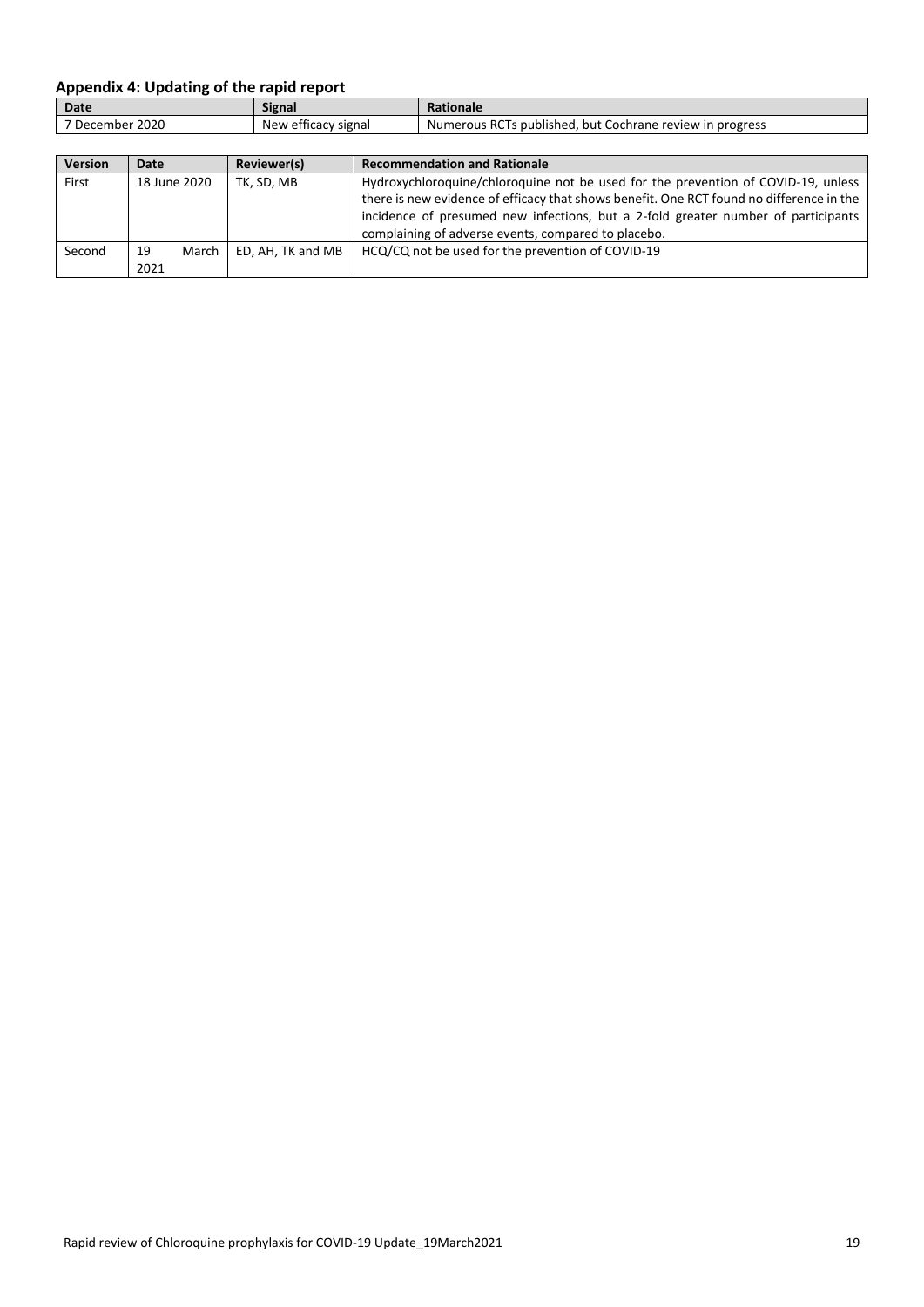## Appendix 4: Updating of the rapid report

| Date | Signal | Rationale |
|---|---|---|
| 7 December 2020 | New efficacy signal | Numerous RCTs published, but Cochrane review in progress |

| Version | Date | Reviewer(s) | Recommendation and Rationale |
|---|---|---|---|
| First | 18 June 2020 | TK, SD, MB | Hydroxychloroquine/chloroquine not be used for the prevention of COVID-19, unless there is new evidence of efficacy that shows benefit. One RCT found no difference in the incidence of presumed new infections, but a 2-fold greater number of participants complaining of adverse events, compared to placebo. |
| Second | 19 March 2021 | ED, AH, TK and MB | HCQ/CQ not be used for the prevention of COVID-19 |